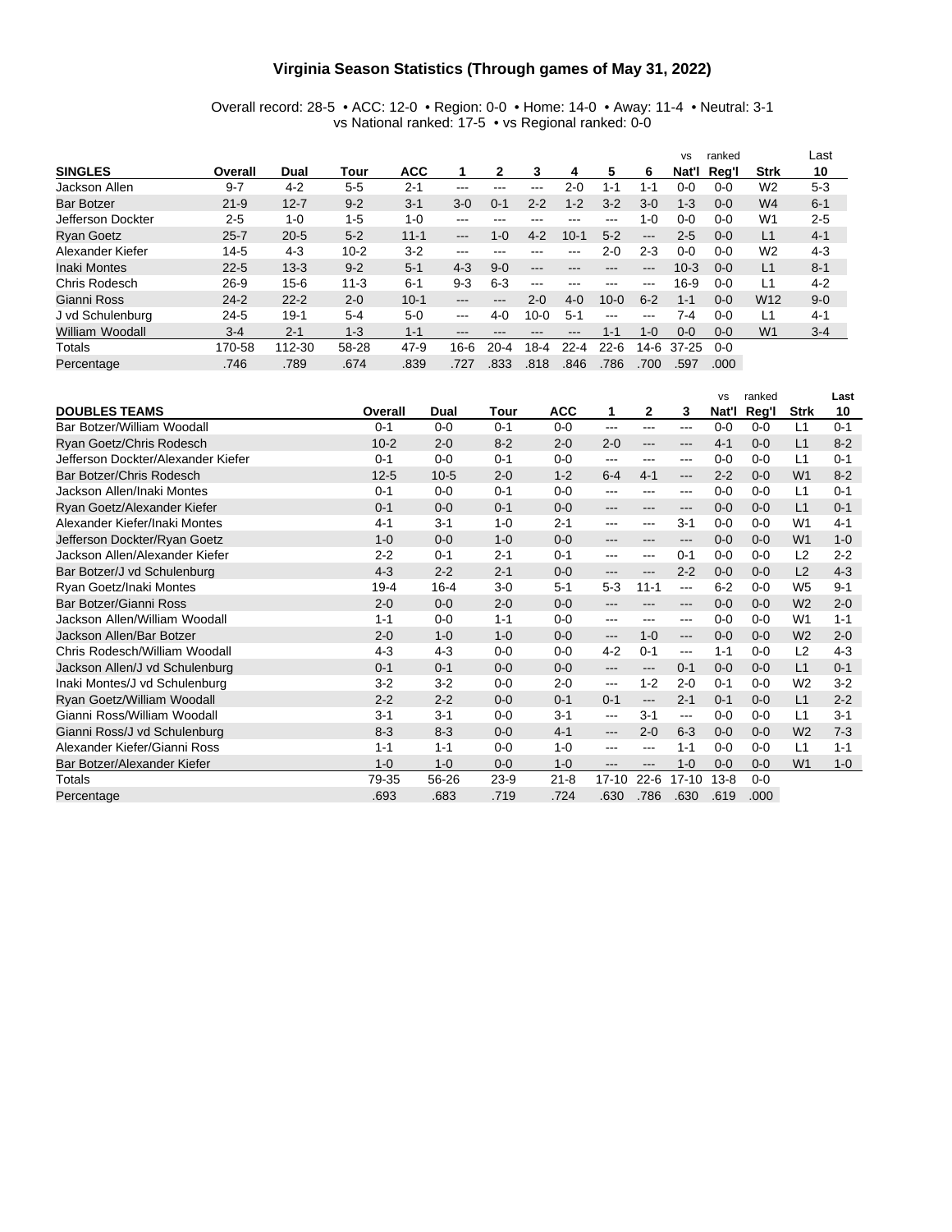# Virginia Season Statistics (Through games of May 31, 2022)

Overall record: 28-5 • ACC: 12-0 • Region: 0-0 • Home: 14-0 • Away: 11-4 • Neutral: 3-1
vs National ranked: 17-5 • vs Regional ranked: 0-0

| SINGLES | Overall | Dual | Tour | ACC | 1 | 2 | 3 | 4 | 5 | 6 | vs Nat'l | ranked Reg'l | Strk | Last 10 |
|---|---|---|---|---|---|---|---|---|---|---|---|---|---|---|
| Jackson Allen | 9-7 | 4-2 | 5-5 | 2-1 | --- | --- | --- | 2-0 | 1-1 | 1-1 | 0-0 | 0-0 | W2 | 5-3 |
| Bar Botzer | 21-9 | 12-7 | 9-2 | 3-1 | 3-0 | 0-1 | 2-2 | 1-2 | 3-2 | 3-0 | 1-3 | 0-0 | W4 | 6-1 |
| Jefferson Dockter | 2-5 | 1-0 | 1-5 | 1-0 | --- | --- | --- | --- | --- | 1-0 | 0-0 | 0-0 | W1 | 2-5 |
| Ryan Goetz | 25-7 | 20-5 | 5-2 | 11-1 | --- | 1-0 | 4-2 | 10-1 | 5-2 | --- | 2-5 | 0-0 | L1 | 4-1 |
| Alexander Kiefer | 14-5 | 4-3 | 10-2 | 3-2 | --- | --- | --- | --- | 2-0 | 2-3 | 0-0 | 0-0 | W2 | 4-3 |
| Inaki Montes | 22-5 | 13-3 | 9-2 | 5-1 | 4-3 | 9-0 | --- | --- | --- | --- | 10-3 | 0-0 | L1 | 8-1 |
| Chris Rodesch | 26-9 | 15-6 | 11-3 | 6-1 | 9-3 | 6-3 | --- | --- | --- | --- | 16-9 | 0-0 | L1 | 4-2 |
| Gianni Ross | 24-2 | 22-2 | 2-0 | 10-1 | --- | --- | 2-0 | 4-0 | 10-0 | 6-2 | 1-1 | 0-0 | W12 | 9-0 |
| J vd Schulenburg | 24-5 | 19-1 | 5-4 | 5-0 | --- | 4-0 | 10-0 | 5-1 | --- | --- | 7-4 | 0-0 | L1 | 4-1 |
| William Woodall | 3-4 | 2-1 | 1-3 | 1-1 | --- | --- | --- | --- | 1-1 | 1-0 | 0-0 | 0-0 | W1 | 3-4 |
| Totals | 170-58 | 112-30 | 58-28 | 47-9 | 16-6 | 20-4 | 18-4 | 22-4 | 22-6 | 14-6 | 37-25 | 0-0 | | |
| Percentage | .746 | .789 | .674 | .839 | .727 | .833 | .818 | .846 | .786 | .700 | .597 | .000 | | |

| DOUBLES TEAMS | Overall | Dual | Tour | ACC | 1 | 2 | 3 | vs Nat'l | ranked Reg'l | Strk | Last 10 |
|---|---|---|---|---|---|---|---|---|---|---|---|
| Bar Botzer/William Woodall | 0-1 | 0-0 | 0-1 | 0-0 | --- | --- | --- | 0-0 | 0-0 | L1 | 0-1 |
| Ryan Goetz/Chris Rodesch | 10-2 | 2-0 | 8-2 | 2-0 | 2-0 | --- | --- | 4-1 | 0-0 | L1 | 8-2 |
| Jefferson Dockter/Alexander Kiefer | 0-1 | 0-0 | 0-1 | 0-0 | --- | --- | --- | 0-0 | 0-0 | L1 | 0-1 |
| Bar Botzer/Chris Rodesch | 12-5 | 10-5 | 2-0 | 1-2 | 6-4 | 4-1 | --- | 2-2 | 0-0 | W1 | 8-2 |
| Jackson Allen/Inaki Montes | 0-1 | 0-0 | 0-1 | 0-0 | --- | --- | --- | 0-0 | 0-0 | L1 | 0-1 |
| Ryan Goetz/Alexander Kiefer | 0-1 | 0-0 | 0-1 | 0-0 | --- | --- | --- | 0-0 | 0-0 | L1 | 0-1 |
| Alexander Kiefer/Inaki Montes | 4-1 | 3-1 | 1-0 | 2-1 | --- | --- | 3-1 | 0-0 | 0-0 | W1 | 4-1 |
| Jefferson Dockter/Ryan Goetz | 1-0 | 0-0 | 1-0 | 0-0 | --- | --- | --- | 0-0 | 0-0 | W1 | 1-0 |
| Jackson Allen/Alexander Kiefer | 2-2 | 0-1 | 2-1 | 0-1 | --- | --- | 0-1 | 0-0 | 0-0 | L2 | 2-2 |
| Bar Botzer/J vd Schulenburg | 4-3 | 2-2 | 2-1 | 0-0 | --- | --- | 2-2 | 0-0 | 0-0 | L2 | 4-3 |
| Ryan Goetz/Inaki Montes | 19-4 | 16-4 | 3-0 | 5-1 | 5-3 | 11-1 | --- | 6-2 | 0-0 | W5 | 9-1 |
| Bar Botzer/Gianni Ross | 2-0 | 0-0 | 2-0 | 0-0 | --- | --- | --- | 0-0 | 0-0 | W2 | 2-0 |
| Jackson Allen/William Woodall | 1-1 | 0-0 | 1-1 | 0-0 | --- | --- | --- | 0-0 | 0-0 | W1 | 1-1 |
| Jackson Allen/Bar Botzer | 2-0 | 1-0 | 1-0 | 0-0 | --- | 1-0 | --- | 0-0 | 0-0 | W2 | 2-0 |
| Chris Rodesch/William Woodall | 4-3 | 4-3 | 0-0 | 0-0 | 4-2 | 0-1 | --- | 1-1 | 0-0 | L2 | 4-3 |
| Jackson Allen/J vd Schulenburg | 0-1 | 0-1 | 0-0 | 0-0 | --- | --- | 0-1 | 0-0 | 0-0 | L1 | 0-1 |
| Inaki Montes/J vd Schulenburg | 3-2 | 3-2 | 0-0 | 2-0 | --- | 1-2 | 2-0 | 0-1 | 0-0 | W2 | 3-2 |
| Ryan Goetz/William Woodall | 2-2 | 2-2 | 0-0 | 0-1 | 0-1 | --- | 2-1 | 0-1 | 0-0 | L1 | 2-2 |
| Gianni Ross/William Woodall | 3-1 | 3-1 | 0-0 | 3-1 | --- | 3-1 | --- | 0-0 | 0-0 | L1 | 3-1 |
| Gianni Ross/J vd Schulenburg | 8-3 | 8-3 | 0-0 | 4-1 | --- | 2-0 | 6-3 | 0-0 | 0-0 | W2 | 7-3 |
| Alexander Kiefer/Gianni Ross | 1-1 | 1-1 | 0-0 | 1-0 | --- | --- | 1-1 | 0-0 | 0-0 | L1 | 1-1 |
| Bar Botzer/Alexander Kiefer | 1-0 | 1-0 | 0-0 | 1-0 | --- | --- | 1-0 | 0-0 | 0-0 | W1 | 1-0 |
| Totals | 79-35 | 56-26 | 23-9 | 21-8 | 17-10 | 22-6 | 17-10 | 13-8 | 0-0 | | |
| Percentage | .693 | .683 | .719 | .724 | .630 | .786 | .630 | .619 | .000 | | |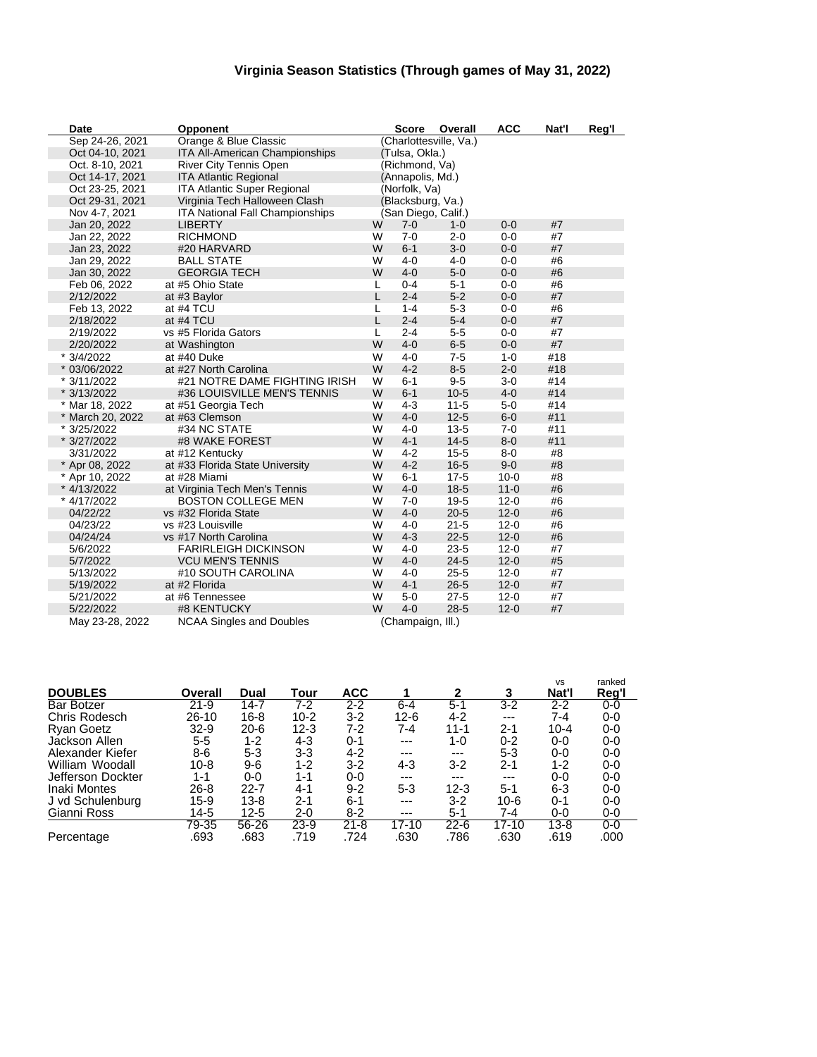# Virginia Season Statistics (Through games of May 31, 2022)

| Date | Opponent | | Score | Overall | ACC | Nat'l | Reg'l |
|---|---|---|---|---|---|---|---|
| Sep 24-26, 2021 | Orange & Blue Classic | | (Charlottesville, Va.) | | | | |
| Oct 04-10, 2021 | ITA All-American Championships | | (Tulsa, Okla.) | | | | |
| Oct. 8-10, 2021 | River City Tennis Open | | (Richmond, Va) | | | | |
| Oct 14-17, 2021 | ITA Atlantic Regional | | (Annapolis, Md.) | | | | |
| Oct 23-25, 2021 | ITA Atlantic Super Regional | | (Norfolk, Va) | | | | |
| Oct 29-31, 2021 | Virginia Tech Halloween Clash | | (Blacksburg, Va.) | | | | |
| Nov 4-7, 2021 | ITA National Fall Championships | | (San Diego, Calif.) | | | | |
| Jan 20, 2022 | LIBERTY | W | 7-0 | 1-0 | 0-0 | #7 | |
| Jan 22, 2022 | RICHMOND | W | 7-0 | 2-0 | 0-0 | #7 | |
| Jan 23, 2022 | #20 HARVARD | W | 6-1 | 3-0 | 0-0 | #7 | |
| Jan 29, 2022 | BALL STATE | W | 4-0 | 4-0 | 0-0 | #6 | |
| Jan 30, 2022 | GEORGIA TECH | W | 4-0 | 5-0 | 0-0 | #6 | |
| Feb 06, 2022 | at #5 Ohio State | L | 0-4 | 5-1 | 0-0 | #6 | |
| 2/12/2022 | at #3 Baylor | L | 2-4 | 5-2 | 0-0 | #7 | |
| Feb 13, 2022 | at #4 TCU | L | 1-4 | 5-3 | 0-0 | #6 | |
| 2/18/2022 | at #4 TCU | L | 2-4 | 5-4 | 0-0 | #7 | |
| 2/19/2022 | vs #5 Florida Gators | L | 2-4 | 5-5 | 0-0 | #7 | |
| 2/20/2022 | at Washington | W | 4-0 | 6-5 | 0-0 | #7 | |
| * 3/4/2022 | at #40 Duke | W | 4-0 | 7-5 | 1-0 | #18 | |
| * 03/06/2022 | at #27 North Carolina | W | 4-2 | 8-5 | 2-0 | #18 | |
| * 3/11/2022 | #21 NOTRE DAME FIGHTING IRISH | W | 6-1 | 9-5 | 3-0 | #14 | |
| * 3/13/2022 | #36 LOUISVILLE MEN'S TENNIS | W | 6-1 | 10-5 | 4-0 | #14 | |
| * Mar 18, 2022 | at #51 Georgia Tech | W | 4-3 | 11-5 | 5-0 | #14 | |
| * March 20, 2022 | at #63 Clemson | W | 4-0 | 12-5 | 6-0 | #11 | |
| * 3/25/2022 | #34 NC STATE | W | 4-0 | 13-5 | 7-0 | #11 | |
| * 3/27/2022 | #8 WAKE FOREST | W | 4-1 | 14-5 | 8-0 | #11 | |
| 3/31/2022 | at #12 Kentucky | W | 4-2 | 15-5 | 8-0 | #8 | |
| * Apr 08, 2022 | at #33 Florida State University | W | 4-2 | 16-5 | 9-0 | #8 | |
| * Apr 10, 2022 | at #28 Miami | W | 6-1 | 17-5 | 10-0 | #8 | |
| * 4/13/2022 | at Virginia Tech Men's Tennis | W | 4-0 | 18-5 | 11-0 | #6 | |
| * 4/17/2022 | BOSTON COLLEGE MEN | W | 7-0 | 19-5 | 12-0 | #6 | |
| 04/22/22 | vs #32 Florida State | W | 4-0 | 20-5 | 12-0 | #6 | |
| 04/23/22 | vs #23 Louisville | W | 4-0 | 21-5 | 12-0 | #6 | |
| 04/24/24 | vs #17 North Carolina | W | 4-3 | 22-5 | 12-0 | #6 | |
| 5/6/2022 | FARIRLEIGH DICKINSON | W | 4-0 | 23-5 | 12-0 | #7 | |
| 5/7/2022 | VCU MEN'S TENNIS | W | 4-0 | 24-5 | 12-0 | #5 | |
| 5/13/2022 | #10 SOUTH CAROLINA | W | 4-0 | 25-5 | 12-0 | #7 | |
| 5/19/2022 | at #2 Florida | W | 4-1 | 26-5 | 12-0 | #7 | |
| 5/21/2022 | at #6 Tennessee | W | 5-0 | 27-5 | 12-0 | #7 | |
| 5/22/2022 | #8 KENTUCKY | W | 4-0 | 28-5 | 12-0 | #7 | |
| May 23-28, 2022 | NCAA Singles and Doubles | | (Champaign, Ill.) | | | | |

| DOUBLES | Overall | Dual | Tour | ACC | 1 | 2 | 3 | vs Nat'l | ranked Reg'l |
|---|---|---|---|---|---|---|---|---|---|
| Bar Botzer | 21-9 | 14-7 | 7-2 | 2-2 | 6-4 | 5-1 | 3-2 | 2-2 | 0-0 |
| Chris Rodesch | 26-10 | 16-8 | 10-2 | 3-2 | 12-6 | 4-2 | --- | 7-4 | 0-0 |
| Ryan Goetz | 32-9 | 20-6 | 12-3 | 7-2 | 7-4 | 11-1 | 2-1 | 10-4 | 0-0 |
| Jackson Allen | 5-5 | 1-2 | 4-3 | 0-1 | --- | 1-0 | 0-2 | 0-0 | 0-0 |
| Alexander Kiefer | 8-6 | 5-3 | 3-3 | 4-2 | --- | --- | 5-3 | 0-0 | 0-0 |
| William Woodall | 10-8 | 9-6 | 1-2 | 3-2 | 4-3 | 3-2 | 2-1 | 1-2 | 0-0 |
| Jefferson Dockter | 1-1 | 0-0 | 1-1 | 0-0 | --- | --- | --- | 0-0 | 0-0 |
| Inaki Montes | 26-8 | 22-7 | 4-1 | 9-2 | 5-3 | 12-3 | 5-1 | 6-3 | 0-0 |
| J vd Schulenburg | 15-9 | 13-8 | 2-1 | 6-1 | --- | 3-2 | 10-6 | 0-1 | 0-0 |
| Gianni Ross | 14-5 | 12-5 | 2-0 | 8-2 | --- | 5-1 | 7-4 | 0-0 | 0-0 |
| | 79-35 | 56-26 | 23-9 | 21-8 | 17-10 | 22-6 | 17-10 | 13-8 | 0-0 |
| Percentage | .693 | .683 | .719 | .724 | .630 | .786 | .630 | .619 | .000 |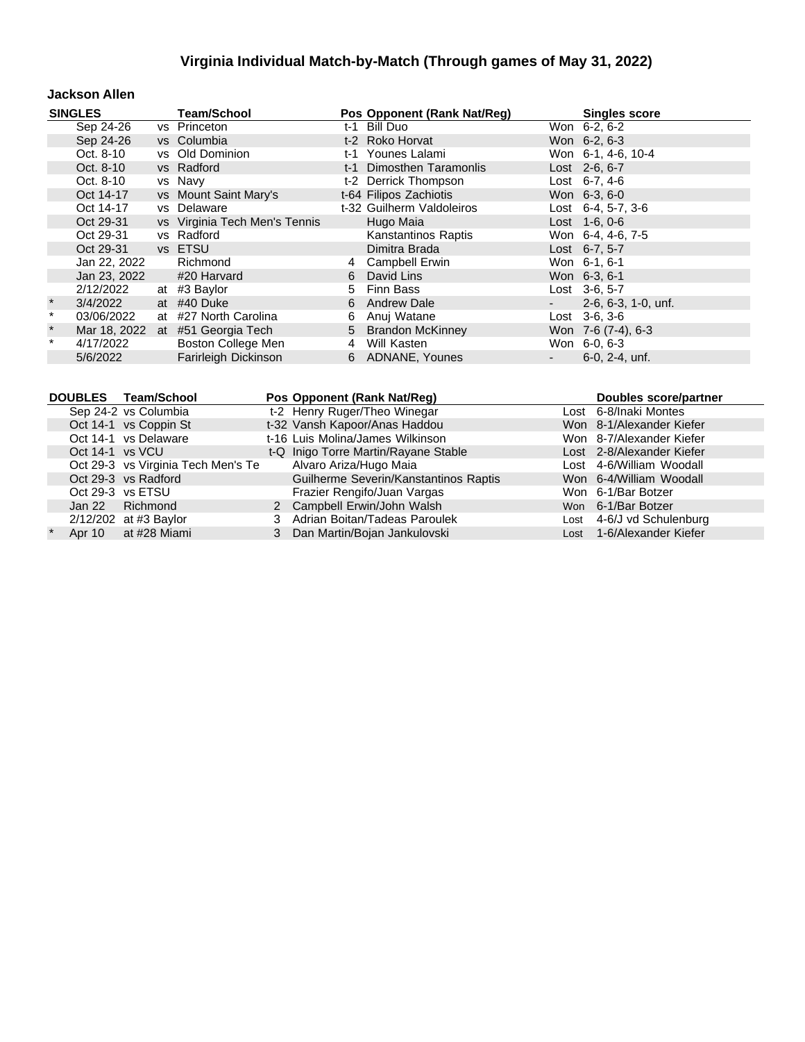# Virginia Individual Match-by-Match (Through games of May 31, 2022)

### Jackson Allen

| | SINGLES | | Team/School | Pos | Opponent (Rank Nat/Reg) | | Singles score |
|---|---|---|---|---|---|---|---|
| | Sep 24-26 | vs | Princeton | t-1 | Bill Duo | Won | 6-2, 6-2 |
| | Sep 24-26 | vs | Columbia | t-2 | Roko Horvat | Won | 6-2, 6-3 |
| | Oct. 8-10 | vs | Old Dominion | t-1 | Younes Lalami | Won | 6-1, 4-6, 10-4 |
| | Oct. 8-10 | vs | Radford | t-1 | Dimosthen Taramonlis | Lost | 2-6, 6-7 |
| | Oct. 8-10 | vs | Navy | t-2 | Derrick Thompson | Lost | 6-7, 4-6 |
| | Oct 14-17 | vs | Mount Saint Mary's | t-64 | Filipos Zachiotis | Won | 6-3, 6-0 |
| | Oct 14-17 | vs | Delaware | t-32 | Guilherm Valdoleiros | Lost | 6-4, 5-7, 3-6 |
| | Oct 29-31 | vs | Virginia Tech Men's Tennis | | Hugo Maia | Lost | 1-6, 0-6 |
| | Oct 29-31 | vs | Radford | | Kanstantinos Raptis | Won | 6-4, 4-6, 7-5 |
| | Oct 29-31 | vs | ETSU | | Dimitra Brada | Lost | 6-7, 5-7 |
| | Jan 22, 2022 | | Richmond | 4 | Campbell Erwin | Won | 6-1, 6-1 |
| | Jan 23, 2022 | | #20 Harvard | 6 | David Lins | Won | 6-3, 6-1 |
| | 2/12/2022 | at | #3 Baylor | 5 | Finn Bass | Lost | 3-6, 5-7 |
| * | 3/4/2022 | at | #40 Duke | 6 | Andrew Dale | - | 2-6, 6-3, 1-0, unf. |
| * | 03/06/2022 | at | #27 North Carolina | 6 | Anuj Watane | Lost | 3-6, 3-6 |
| * | Mar 18, 2022 | at | #51 Georgia Tech | 5 | Brandon McKinney | Won | 7-6 (7-4), 6-3 |
| * | 4/17/2022 | | Boston College Men | 4 | Will Kasten | Won | 6-0, 6-3 |
| | 5/6/2022 | | Farirleigh Dickinson | 6 | ADNANE, Younes | - | 6-0, 2-4, unf. |

| | DOUBLES | Team/School | Pos | Opponent (Rank Nat/Reg) | | Doubles score/partner |
|---|---|---|---|---|---|---|
| | Sep 24-2 | vs Columbia | t-2 | Henry Ruger/Theo Winegar | Lost | 6-8/Inaki Montes |
| | Oct 14-1 | vs Coppin St | t-32 | Vansh Kapoor/Anas Haddou | Won | 8-1/Alexander Kiefer |
| | Oct 14-1 | vs Delaware | t-16 | Luis Molina/James Wilkinson | Won | 8-7/Alexander Kiefer |
| | Oct 14-1 | vs VCU | t-Q | Inigo Torre Martin/Rayane Stable | Lost | 2-8/Alexander Kiefer |
| | Oct 29-3 | vs Virginia Tech Men's Te | | Alvaro Ariza/Hugo Maia | Lost | 4-6/William Woodall |
| | Oct 29-3 | vs Radford | | Guilherme Severin/Kanstantinos Raptis | Won | 6-4/William Woodall |
| | Oct 29-3 | vs ETSU | | Frazier Rengifo/Juan Vargas | Won | 6-1/Bar Botzer |
| | Jan 22 | Richmond | 2 | Campbell Erwin/John Walsh | Won | 6-1/Bar Botzer |
| | 2/12/202 | at #3 Baylor | 3 | Adrian Boitan/Tadeas Paroulek | Lost | 4-6/J vd Schulenburg |
| * | Apr 10 | at #28 Miami | 3 | Dan Martin/Bojan Jankulovski | Lost | 1-6/Alexander Kiefer |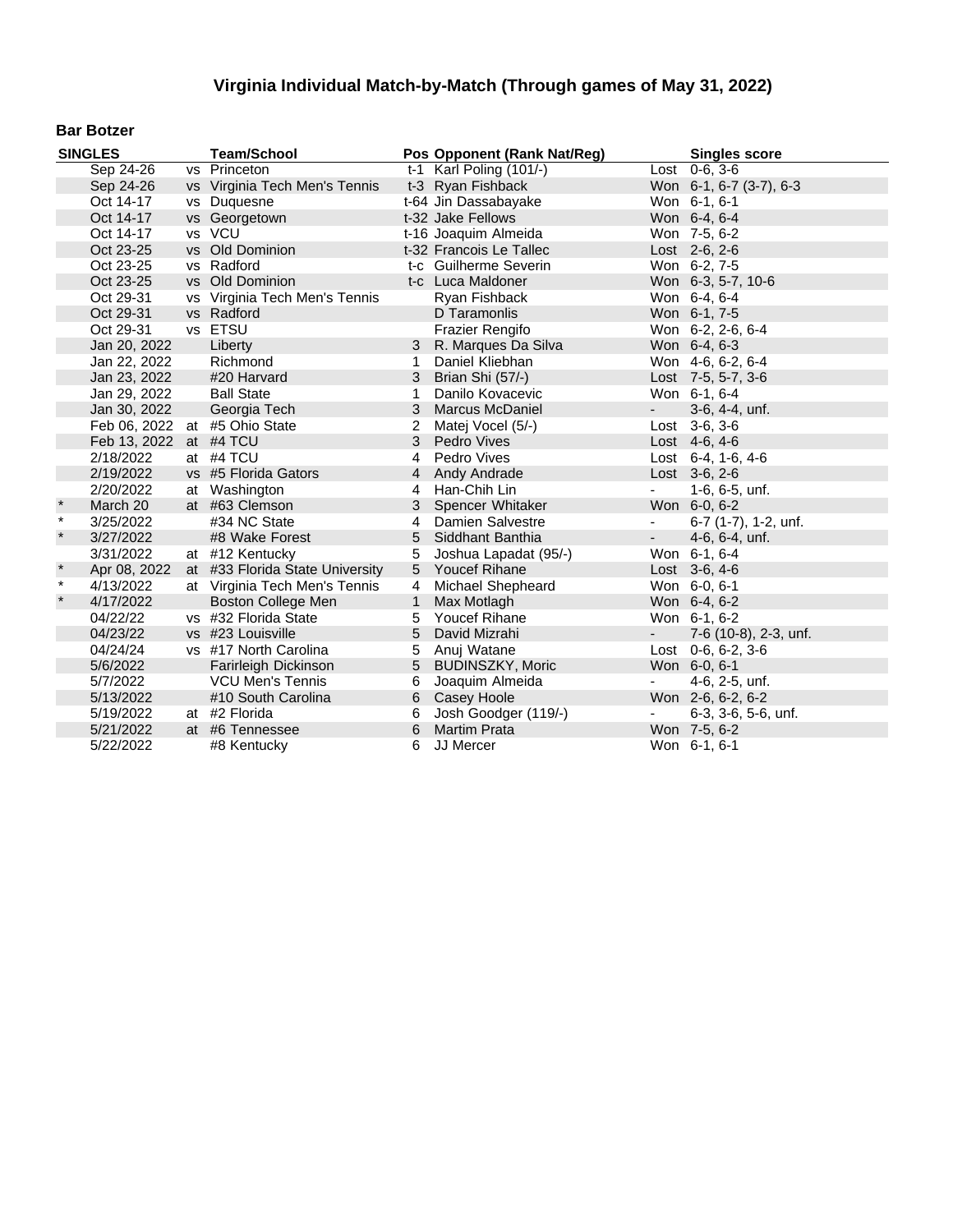# Virginia Individual Match-by-Match (Through games of May 31, 2022)

## Bar Botzer

| SINGLES | | | Team/School | Pos | Opponent (Rank Nat/Reg) | | Singles score |
|---|---|---|---|---|---|---|---|
| | Sep 24-26 | vs | Princeton | t-1 | Karl Poling (101/-) | Lost | 0-6, 3-6 |
| | Sep 24-26 | vs | Virginia Tech Men's Tennis | t-3 | Ryan Fishback | Won | 6-1, 6-7 (3-7), 6-3 |
| | Oct 14-17 | vs | Duquesne | t-64 | Jin Dassabayake | Won | 6-1, 6-1 |
| | Oct 14-17 | vs | Georgetown | t-32 | Jake Fellows | Won | 6-4, 6-4 |
| | Oct 14-17 | vs | VCU | t-16 | Joaquim Almeida | Won | 7-5, 6-2 |
| | Oct 23-25 | vs | Old Dominion | t-32 | Francois Le Tallec | Lost | 2-6, 2-6 |
| | Oct 23-25 | vs | Radford | t-c | Guilherme Severin | Won | 6-2, 7-5 |
| | Oct 23-25 | vs | Old Dominion | t-c | Luca Maldoner | Won | 6-3, 5-7, 10-6 |
| | Oct 29-31 | vs | Virginia Tech Men's Tennis | | Ryan Fishback | Won | 6-4, 6-4 |
| | Oct 29-31 | vs | Radford | | D Taramonlis | Won | 6-1, 7-5 |
| | Oct 29-31 | vs | ETSU | | Frazier Rengifo | Won | 6-2, 2-6, 6-4 |
| | Jan 20, 2022 | | Liberty | 3 | R. Marques Da Silva | Won | 6-4, 6-3 |
| | Jan 22, 2022 | | Richmond | 1 | Daniel Kliebhan | Won | 4-6, 6-2, 6-4 |
| | Jan 23, 2022 | | #20 Harvard | 3 | Brian Shi (57/-) | Lost | 7-5, 5-7, 3-6 |
| | Jan 29, 2022 | | Ball State | 1 | Danilo Kovacevic | Won | 6-1, 6-4 |
| | Jan 30, 2022 | | Georgia Tech | 3 | Marcus McDaniel | - | 3-6, 4-4, unf. |
| | Feb 06, 2022 | at | #5 Ohio State | 2 | Matej Vocel (5/-) | Lost | 3-6, 3-6 |
| | Feb 13, 2022 | at | #4 TCU | 3 | Pedro Vives | Lost | 4-6, 4-6 |
| | 2/18/2022 | at | #4 TCU | 4 | Pedro Vives | Lost | 6-4, 1-6, 4-6 |
| | 2/19/2022 | vs | #5 Florida Gators | 4 | Andy Andrade | Lost | 3-6, 2-6 |
| | 2/20/2022 | at | Washington | 4 | Han-Chih Lin | - | 1-6, 6-5, unf. |
| * | March 20 | at | #63 Clemson | 3 | Spencer Whitaker | Won | 6-0, 6-2 |
| * | 3/25/2022 | | #34 NC State | 4 | Damien Salvestre | - | 6-7 (1-7), 1-2, unf. |
| * | 3/27/2022 | | #8 Wake Forest | 5 | Siddhant Banthia | - | 4-6, 6-4, unf. |
| | 3/31/2022 | at | #12 Kentucky | 5 | Joshua Lapadat (95/-) | Won | 6-1, 6-4 |
| * | Apr 08, 2022 | at | #33 Florida State University | 5 | Youcef Rihane | Lost | 3-6, 4-6 |
| * | 4/13/2022 | at | Virginia Tech Men's Tennis | 4 | Michael Shepheard | Won | 6-0, 6-1 |
| * | 4/17/2022 | | Boston College Men | 1 | Max Motlagh | Won | 6-4, 6-2 |
| | 04/22/22 | vs | #32 Florida State | 5 | Youcef Rihane | Won | 6-1, 6-2 |
| | 04/23/22 | vs | #23 Louisville | 5 | David Mizrahi | - | 7-6 (10-8), 2-3, unf. |
| | 04/24/24 | vs | #17 North Carolina | 5 | Anuj Watane | Lost | 0-6, 6-2, 3-6 |
| | 5/6/2022 | | Farirleigh Dickinson | 5 | BUDINSZKY, Moric | Won | 6-0, 6-1 |
| | 5/7/2022 | | VCU Men's Tennis | 6 | Joaquim Almeida | - | 4-6, 2-5, unf. |
| | 5/13/2022 | | #10 South Carolina | 6 | Casey Hoole | Won | 2-6, 6-2, 6-2 |
| | 5/19/2022 | at | #2 Florida | 6 | Josh Goodger (119/-) | - | 6-3, 3-6, 5-6, unf. |
| | 5/21/2022 | at | #6 Tennessee | 6 | Martim Prata | Won | 7-5, 6-2 |
| | 5/22/2022 | | #8 Kentucky | 6 | JJ Mercer | Won | 6-1, 6-1 |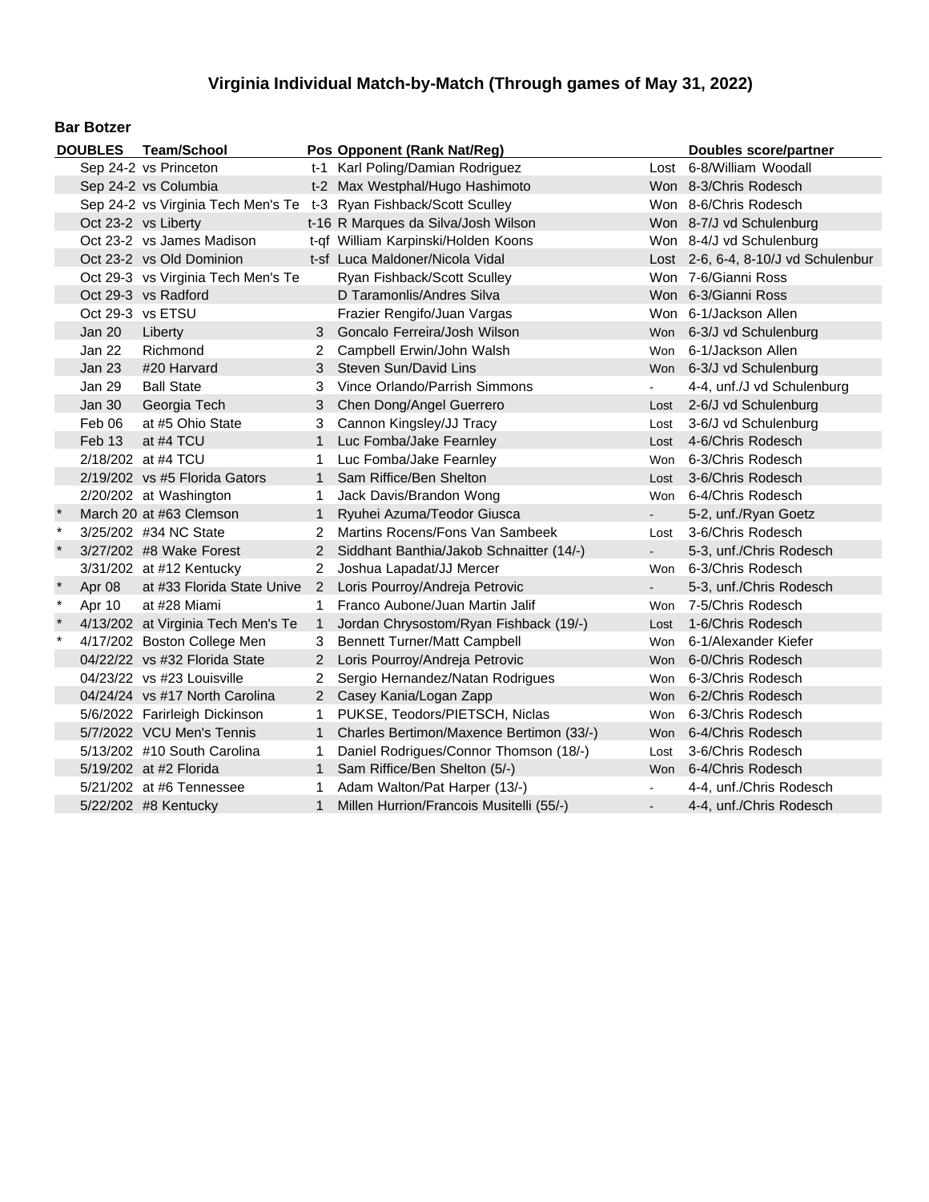## Virginia Individual Match-by-Match (Through games of May 31, 2022)

### Bar Botzer

| | DOUBLES | Team/School | Pos | Opponent (Rank Nat/Reg) | | Doubles score/partner |
|---|---|---|---|---|---|---|
| | Sep 24-2 | vs Princeton | t-1 | Karl Poling/Damian Rodriguez | Lost | 6-8/William Woodall |
| | Sep 24-2 | vs Columbia | t-2 | Max Westphal/Hugo Hashimoto | Won | 8-3/Chris Rodesch |
| | Sep 24-2 | vs Virginia Tech Men's Te | t-3 | Ryan Fishback/Scott Sculley | Won | 8-6/Chris Rodesch |
| | Oct 23-2 | vs Liberty | t-16 | R Marques da Silva/Josh Wilson | Won | 8-7/J vd Schulenburg |
| | Oct 23-2 | vs James Madison | t-qf | William Karpinski/Holden Koons | Won | 8-4/J vd Schulenburg |
| | Oct 23-2 | vs Old Dominion | t-sf | Luca Maldoner/Nicola Vidal | Lost | 2-6, 6-4, 8-10/J vd Schulenbur |
| | Oct 29-3 | vs Virginia Tech Men's Te | | Ryan Fishback/Scott Sculley | Won | 7-6/Gianni Ross |
| | Oct 29-3 | vs Radford | | D Taramonlis/Andres Silva | Won | 6-3/Gianni Ross |
| | Oct 29-3 | vs ETSU | | Frazier Rengifo/Juan Vargas | Won | 6-1/Jackson Allen |
| | Jan 20 | Liberty | 3 | Goncalo Ferreira/Josh Wilson | Won | 6-3/J vd Schulenburg |
| | Jan 22 | Richmond | 2 | Campbell Erwin/John Walsh | Won | 6-1/Jackson Allen |
| | Jan 23 | #20 Harvard | 3 | Steven Sun/David Lins | Won | 6-3/J vd Schulenburg |
| | Jan 29 | Ball State | 3 | Vince Orlando/Parrish Simmons | - | 4-4, unf./J vd Schulenburg |
| | Jan 30 | Georgia Tech | 3 | Chen Dong/Angel Guerrero | Lost | 2-6/J vd Schulenburg |
| | Feb 06 | at #5 Ohio State | 3 | Cannon Kingsley/JJ Tracy | Lost | 3-6/J vd Schulenburg |
| | Feb 13 | at #4 TCU | 1 | Luc Fomba/Jake Fearnley | Lost | 4-6/Chris Rodesch |
| | 2/18/202 | at #4 TCU | 1 | Luc Fomba/Jake Fearnley | Won | 6-3/Chris Rodesch |
| | 2/19/202 | vs #5 Florida Gators | 1 | Sam Riffice/Ben Shelton | Lost | 3-6/Chris Rodesch |
| | 2/20/202 | at Washington | 1 | Jack Davis/Brandon Wong | Won | 6-4/Chris Rodesch |
| * | March 20 | at #63 Clemson | 1 | Ryuhei Azuma/Teodor Giusca | - | 5-2, unf./Ryan Goetz |
| * | 3/25/202 | #34 NC State | 2 | Martins Rocens/Fons Van Sambeek | Lost | 3-6/Chris Rodesch |
| * | 3/27/202 | #8 Wake Forest | 2 | Siddhant Banthia/Jakob Schnaitter (14/-) | - | 5-3, unf./Chris Rodesch |
| | 3/31/202 | at #12 Kentucky | 2 | Joshua Lapadat/JJ Mercer | Won | 6-3/Chris Rodesch |
| * | Apr 08 | at #33 Florida State Unive | 2 | Loris Pourroy/Andreja Petrovic | - | 5-3, unf./Chris Rodesch |
| * | Apr 10 | at #28 Miami | 1 | Franco Aubone/Juan Martin Jalif | Won | 7-5/Chris Rodesch |
| * | 4/13/202 | at Virginia Tech Men's Te | 1 | Jordan Chrysostom/Ryan Fishback (19/-) | Lost | 1-6/Chris Rodesch |
| * | 4/17/202 | Boston College Men | 3 | Bennett Turner/Matt Campbell | Won | 6-1/Alexander Kiefer |
| | 04/22/22 | vs #32 Florida State | 2 | Loris Pourroy/Andreja Petrovic | Won | 6-0/Chris Rodesch |
| | 04/23/22 | vs #23 Louisville | 2 | Sergio Hernandez/Natan Rodrigues | Won | 6-3/Chris Rodesch |
| | 04/24/24 | vs #17 North Carolina | 2 | Casey Kania/Logan Zapp | Won | 6-2/Chris Rodesch |
| | 5/6/2022 | Farirleigh Dickinson | 1 | PUKSE, Teodors/PIETSCH, Niclas | Won | 6-3/Chris Rodesch |
| | 5/7/2022 | VCU Men's Tennis | 1 | Charles Bertimon/Maxence Bertimon (33/-) | Won | 6-4/Chris Rodesch |
| | 5/13/202 | #10 South Carolina | 1 | Daniel Rodrigues/Connor Thomson (18/-) | Lost | 3-6/Chris Rodesch |
| | 5/19/202 | at #2 Florida | 1 | Sam Riffice/Ben Shelton (5/-) | Won | 6-4/Chris Rodesch |
| | 5/21/202 | at #6 Tennessee | 1 | Adam Walton/Pat Harper (13/-) | - | 4-4, unf./Chris Rodesch |
| | 5/22/202 | #8 Kentucky | 1 | Millen Hurrion/Francois Musitelli (55/-) | - | 4-4, unf./Chris Rodesch |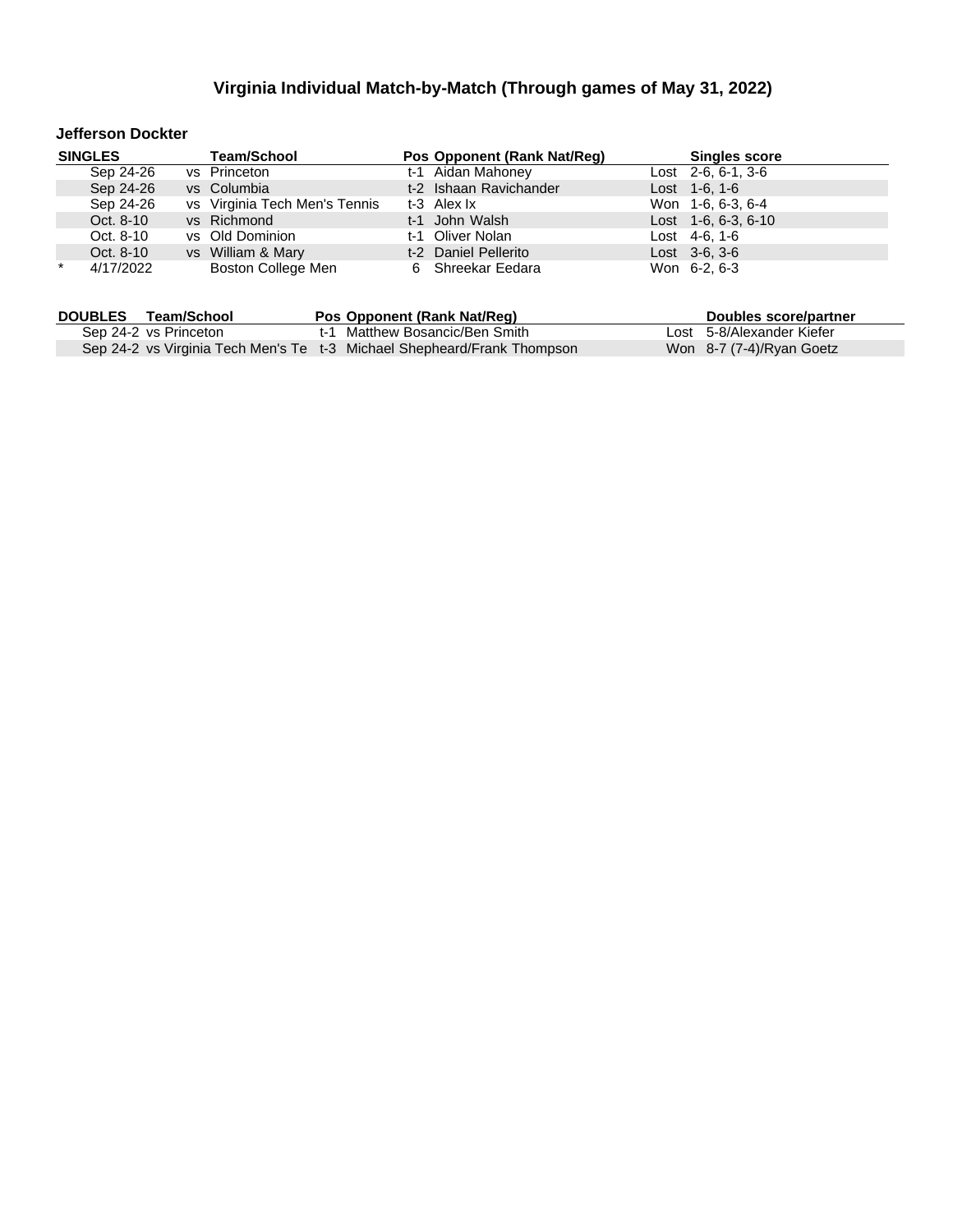# Virginia Individual Match-by-Match (Through games of May 31, 2022)

### Jefferson Dockter

| SINGLES | | Team/School | Pos | Opponent (Rank Nat/Reg) | Singles score |
|---|---|---|---|---|---|
| | Sep 24-26 | vs Princeton | t-1 | Aidan Mahoney | Lost 2-6, 6-1, 3-6 |
| | Sep 24-26 | vs Columbia | t-2 | Ishaan Ravichander | Lost 1-6, 1-6 |
| | Sep 24-26 | vs Virginia Tech Men's Tennis | t-3 | Alex Ix | Won 1-6, 6-3, 6-4 |
| | Oct. 8-10 | vs Richmond | t-1 | John Walsh | Lost 1-6, 6-3, 6-10 |
| | Oct. 8-10 | vs Old Dominion | t-1 | Oliver Nolan | Lost 4-6, 1-6 |
| | Oct. 8-10 | vs William & Mary | t-2 | Daniel Pellerito | Lost 3-6, 3-6 |
| * | 4/17/2022 | Boston College Men | 6 | Shreekar Eedara | Won 6-2, 6-3 |

| DOUBLES | Team/School | Pos | Opponent (Rank Nat/Reg) | Doubles score/partner |
|---|---|---|---|---|
| Sep 24-2 | vs Princeton | t-1 | Matthew Bosancic/Ben Smith | Lost 5-8/Alexander Kiefer |
| Sep 24-2 | vs Virginia Tech Men's Te | t-3 | Michael Shepheard/Frank Thompson | Won 8-7 (7-4)/Ryan Goetz |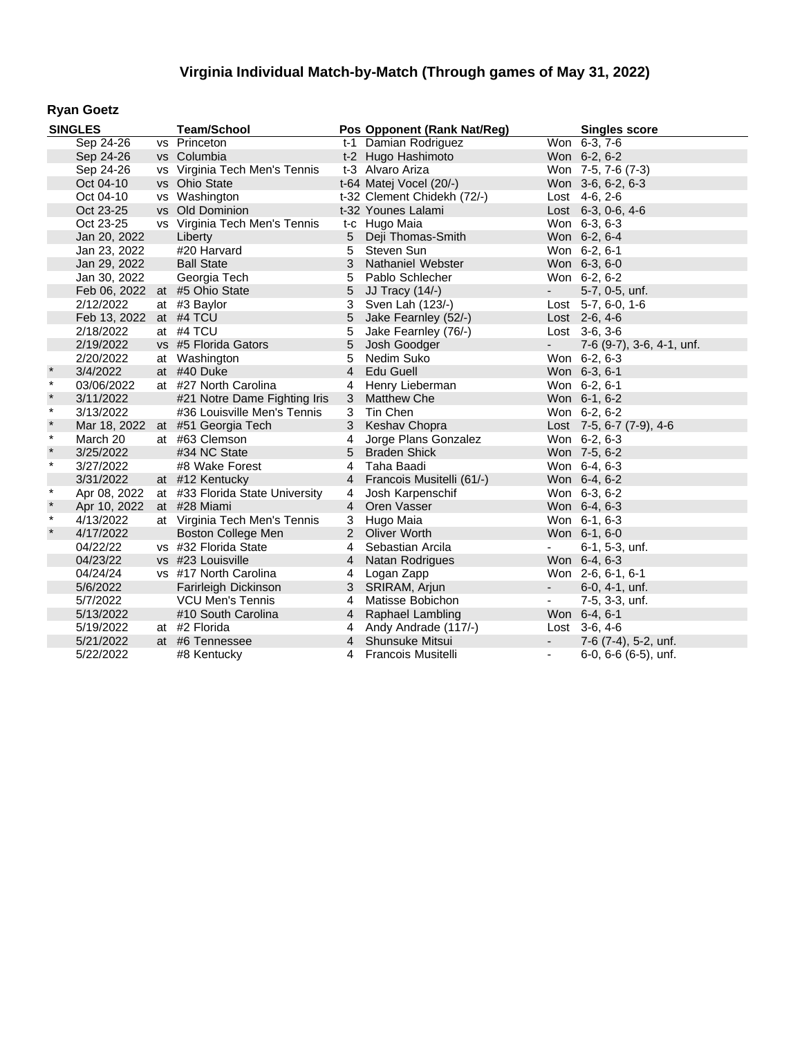# Virginia Individual Match-by-Match (Through games of May 31, 2022)

## Ryan Goetz

| SINGLES | | | Team/School | Pos | Opponent (Rank Nat/Reg) | | Singles score |
|---|---|---|---|---|---|---|---|
| | Sep 24-26 | vs | Princeton | t-1 | Damian Rodriguez | Won | 6-3, 7-6 |
| | Sep 24-26 | vs | Columbia | t-2 | Hugo Hashimoto | Won | 6-2, 6-2 |
| | Sep 24-26 | vs | Virginia Tech Men's Tennis | t-3 | Alvaro Ariza | Won | 7-5, 7-6 (7-3) |
| | Oct 04-10 | vs | Ohio State | t-64 | Matej Vocel (20/-) | Won | 3-6, 6-2, 6-3 |
| | Oct 04-10 | vs | Washington | t-32 | Clement Chidekh (72/-) | Lost | 4-6, 2-6 |
| | Oct 23-25 | vs | Old Dominion | t-32 | Younes Lalami | Lost | 6-3, 0-6, 4-6 |
| | Oct 23-25 | vs | Virginia Tech Men's Tennis | t-c | Hugo Maia | Won | 6-3, 6-3 |
| | Jan 20, 2022 | | Liberty | 5 | Deji Thomas-Smith | Won | 6-2, 6-4 |
| | Jan 23, 2022 | | #20 Harvard | 5 | Steven Sun | Won | 6-2, 6-1 |
| | Jan 29, 2022 | | Ball State | 3 | Nathaniel Webster | Won | 6-3, 6-0 |
| | Jan 30, 2022 | | Georgia Tech | 5 | Pablo Schlecher | Won | 6-2, 6-2 |
| | Feb 06, 2022 | at | #5 Ohio State | 5 | JJ Tracy (14/-) | - | 5-7, 0-5, unf. |
| | 2/12/2022 | at | #3 Baylor | 3 | Sven Lah (123/-) | Lost | 5-7, 6-0, 1-6 |
| | Feb 13, 2022 | at | #4 TCU | 5 | Jake Fearnley (52/-) | Lost | 2-6, 4-6 |
| | 2/18/2022 | at | #4 TCU | 5 | Jake Fearnley (76/-) | Lost | 3-6, 3-6 |
| | 2/19/2022 | vs | #5 Florida Gators | 5 | Josh Goodger | - | 7-6 (9-7), 3-6, 4-1, unf. |
| | 2/20/2022 | at | Washington | 5 | Nedim Suko | Won | 6-2, 6-3 |
| * | 3/4/2022 | at | #40 Duke | 4 | Edu Guell | Won | 6-3, 6-1 |
| * | 03/06/2022 | at | #27 North Carolina | 4 | Henry Lieberman | Won | 6-2, 6-1 |
| * | 3/11/2022 | | #21 Notre Dame Fighting Iris | 3 | Matthew Che | Won | 6-1, 6-2 |
| * | 3/13/2022 | | #36 Louisville Men's Tennis | 3 | Tin Chen | Won | 6-2, 6-2 |
| * | Mar 18, 2022 | at | #51 Georgia Tech | 3 | Keshav Chopra | Lost | 7-5, 6-7 (7-9), 4-6 |
| * | March 20 | at | #63 Clemson | 4 | Jorge Plans Gonzalez | Won | 6-2, 6-3 |
| * | 3/25/2022 | | #34 NC State | 5 | Braden Shick | Won | 7-5, 6-2 |
| * | 3/27/2022 | | #8 Wake Forest | 4 | Taha Baadi | Won | 6-4, 6-3 |
| | 3/31/2022 | at | #12 Kentucky | 4 | Francois Musitelli (61/-) | Won | 6-4, 6-2 |
| * | Apr 08, 2022 | at | #33 Florida State University | 4 | Josh Karpenschif | Won | 6-3, 6-2 |
| * | Apr 10, 2022 | at | #28 Miami | 4 | Oren Vasser | Won | 6-4, 6-3 |
| * | 4/13/2022 | at | Virginia Tech Men's Tennis | 3 | Hugo Maia | Won | 6-1, 6-3 |
| * | 4/17/2022 | | Boston College Men | 2 | Oliver Worth | Won | 6-1, 6-0 |
| | 04/22/22 | vs | #32 Florida State | 4 | Sebastian Arcila | - | 6-1, 5-3, unf. |
| | 04/23/22 | vs | #23 Louisville | 4 | Natan Rodrigues | Won | 6-4, 6-3 |
| | 04/24/24 | vs | #17 North Carolina | 4 | Logan Zapp | Won | 2-6, 6-1, 6-1 |
| | 5/6/2022 | | Farirleigh Dickinson | 3 | SRIRAM, Arjun | - | 6-0, 4-1, unf. |
| | 5/7/2022 | | VCU Men's Tennis | 4 | Matisse Bobichon | - | 7-5, 3-3, unf. |
| | 5/13/2022 | | #10 South Carolina | 4 | Raphael Lambling | Won | 6-4, 6-1 |
| | 5/19/2022 | at | #2 Florida | 4 | Andy Andrade (117/-) | Lost | 3-6, 4-6 |
| | 5/21/2022 | at | #6 Tennessee | 4 | Shunsuke Mitsui | - | 7-6 (7-4), 5-2, unf. |
| | 5/22/2022 | | #8 Kentucky | 4 | Francois Musitelli | - | 6-0, 6-6 (6-5), unf. |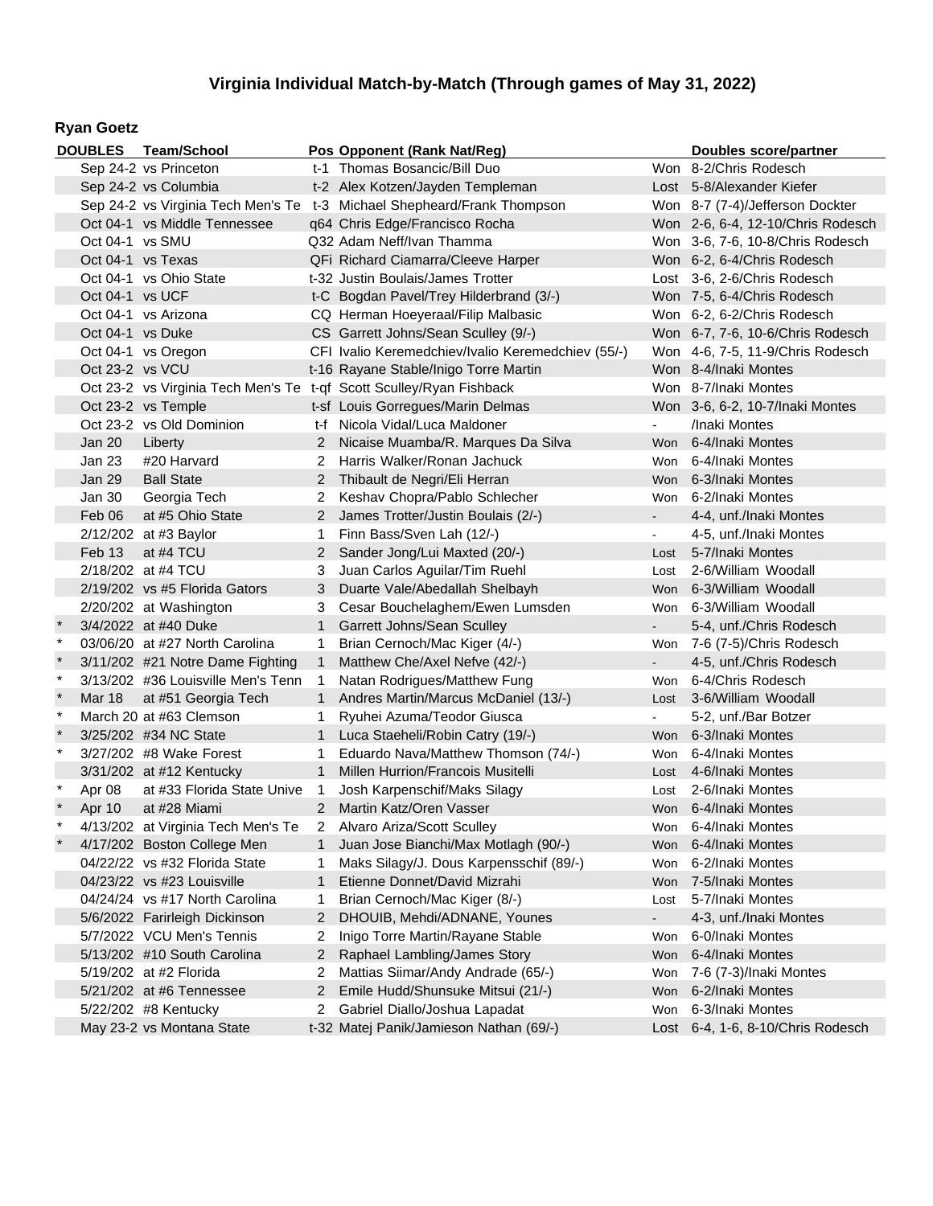# Virginia Individual Match-by-Match (Through games of May 31, 2022)

## Ryan Goetz

| | DOUBLES | Team/School | Pos | Opponent (Rank Nat/Reg) | | Doubles score/partner |
|---|---|---|---|---|---|---|
| | Sep 24-2 | vs Princeton | t-1 | Thomas Bosancic/Bill Duo | Won | 8-2/Chris Rodesch |
| | Sep 24-2 | vs Columbia | t-2 | Alex Kotzen/Jayden Templeman | Lost | 5-8/Alexander Kiefer |
| | Sep 24-2 | vs Virginia Tech Men's Te | t-3 | Michael Shepheard/Frank Thompson | Won | 8-7 (7-4)/Jefferson Dockter |
| | Oct 04-1 | vs Middle Tennessee | q64 | Chris Edge/Francisco Rocha | Won | 2-6, 6-4, 12-10/Chris Rodesch |
| | Oct 04-1 | vs SMU | Q32 | Adam Neff/Ivan Thamma | Won | 3-6, 7-6, 10-8/Chris Rodesch |
| | Oct 04-1 | vs Texas | QFi | Richard Ciamarra/Cleeve Harper | Won | 6-2, 6-4/Chris Rodesch |
| | Oct 04-1 | vs Ohio State | t-32 | Justin Boulais/James Trotter | Lost | 3-6, 2-6/Chris Rodesch |
| | Oct 04-1 | vs UCF | t-C | Bogdan Pavel/Trey Hilderbrand (3/-) | Won | 7-5, 6-4/Chris Rodesch |
| | Oct 04-1 | vs Arizona | CQ | Herman Hoeyeraal/Filip Malbasic | Won | 6-2, 6-2/Chris Rodesch |
| | Oct 04-1 | vs Duke | CS | Garrett Johns/Sean Sculley (9/-) | Won | 6-7, 7-6, 10-6/Chris Rodesch |
| | Oct 04-1 | vs Oregon | CFI | Ivalio Keremedchiev/Ivalio Keremedchiev (55/-) | Won | 4-6, 7-5, 11-9/Chris Rodesch |
| | Oct 23-2 | vs VCU | t-16 | Rayane Stable/Inigo Torre Martin | Won | 8-4/Inaki Montes |
| | Oct 23-2 | vs Virginia Tech Men's Te | t-qf | Scott Sculley/Ryan Fishback | Won | 8-7/Inaki Montes |
| | Oct 23-2 | vs Temple | t-sf | Louis Gorregues/Marin Delmas | Won | 3-6, 6-2, 10-7/Inaki Montes |
| | Oct 23-2 | vs Old Dominion | t-f | Nicola Vidal/Luca Maldoner | - | /Inaki Montes |
| | Jan 20 | Liberty | 2 | Nicaise Muamba/R. Marques Da Silva | Won | 6-4/Inaki Montes |
| | Jan 23 | #20 Harvard | 2 | Harris Walker/Ronan Jachuck | Won | 6-4/Inaki Montes |
| | Jan 29 | Ball State | 2 | Thibault de Negri/Eli Herran | Won | 6-3/Inaki Montes |
| | Jan 30 | Georgia Tech | 2 | Keshav Chopra/Pablo Schlecher | Won | 6-2/Inaki Montes |
| | Feb 06 | at #5 Ohio State | 2 | James Trotter/Justin Boulais (2/-) | - | 4-4, unf./Inaki Montes |
| | 2/12/202 | at #3 Baylor | 1 | Finn Bass/Sven Lah (12/-) | - | 4-5, unf./Inaki Montes |
| | Feb 13 | at #4 TCU | 2 | Sander Jong/Lui Maxted (20/-) | Lost | 5-7/Inaki Montes |
| | 2/18/202 | at #4 TCU | 3 | Juan Carlos Aguilar/Tim Ruehl | Lost | 2-6/William Woodall |
| | 2/19/202 | vs #5 Florida Gators | 3 | Duarte Vale/Abedallah Shelbayh | Won | 6-3/William Woodall |
| | 2/20/202 | at Washington | 3 | Cesar Bouchelaghem/Ewen Lumsden | Won | 6-3/William Woodall |
| * | 3/4/2022 | at #40 Duke | 1 | Garrett Johns/Sean Sculley | - | 5-4, unf./Chris Rodesch |
| * | 03/06/20 | at #27 North Carolina | 1 | Brian Cernoch/Mac Kiger (4/-) | Won | 7-6 (7-5)/Chris Rodesch |
| * | 3/11/202 | #21 Notre Dame Fighting | 1 | Matthew Che/Axel Nefve (42/-) | - | 4-5, unf./Chris Rodesch |
| * | 3/13/202 | #36 Louisville Men's Tenn | 1 | Natan Rodrigues/Matthew Fung | Won | 6-4/Chris Rodesch |
| * | Mar 18 | at #51 Georgia Tech | 1 | Andres Martin/Marcus McDaniel (13/-) | Lost | 3-6/William Woodall |
| * | March 20 | at #63 Clemson | 1 | Ryuhei Azuma/Teodor Giusca | - | 5-2, unf./Bar Botzer |
| * | 3/25/202 | #34 NC State | 1 | Luca Staeheli/Robin Catry (19/-) | Won | 6-3/Inaki Montes |
| * | 3/27/202 | #8 Wake Forest | 1 | Eduardo Nava/Matthew Thomson (74/-) | Won | 6-4/Inaki Montes |
| | 3/31/202 | at #12 Kentucky | 1 | Millen Hurrion/Francois Musitelli | Lost | 4-6/Inaki Montes |
| * | Apr 08 | at #33 Florida State Unive | 1 | Josh Karpenschif/Maks Silagy | Lost | 2-6/Inaki Montes |
| * | Apr 10 | at #28 Miami | 2 | Martin Katz/Oren Vasser | Won | 6-4/Inaki Montes |
| * | 4/13/202 | at Virginia Tech Men's Te | 2 | Alvaro Ariza/Scott Sculley | Won | 6-4/Inaki Montes |
| * | 4/17/202 | Boston College Men | 1 | Juan Jose Bianchi/Max Motlagh (90/-) | Won | 6-4/Inaki Montes |
| | 04/22/22 | vs #32 Florida State | 1 | Maks Silagy/J. Dous Karpensschif (89/-) | Won | 6-2/Inaki Montes |
| | 04/23/22 | vs #23 Louisville | 1 | Etienne Donnet/David Mizrahi | Won | 7-5/Inaki Montes |
| | 04/24/22 | vs #17 North Carolina | 1 | Brian Cernoch/Mac Kiger (8/-) | Lost | 5-7/Inaki Montes |
| | 5/6/2022 | Farirleigh Dickinson | 2 | DHOUIB, Mehdi/ADNANE, Younes | - | 4-3, unf./Inaki Montes |
| | 5/7/2022 | VCU Men's Tennis | 2 | Inigo Torre Martin/Rayane Stable | Won | 6-0/Inaki Montes |
| | 5/13/202 | #10 South Carolina | 2 | Raphael Lambling/James Story | Won | 6-4/Inaki Montes |
| | 5/19/202 | at #2 Florida | 2 | Mattias Siimar/Andy Andrade (65/-) | Won | 7-6 (7-3)/Inaki Montes |
| | 5/21/202 | at #6 Tennessee | 2 | Emile Hudd/Shunsuke Mitsui (21/-) | Won | 6-2/Inaki Montes |
| | 5/22/202 | #8 Kentucky | 2 | Gabriel Diallo/Joshua Lapadat | Won | 6-3/Inaki Montes |
| | May 23-2 | vs Montana State | t-32 | Matej Panik/Jamieson Nathan (69/-) | Lost | 6-4, 1-6, 8-10/Chris Rodesch |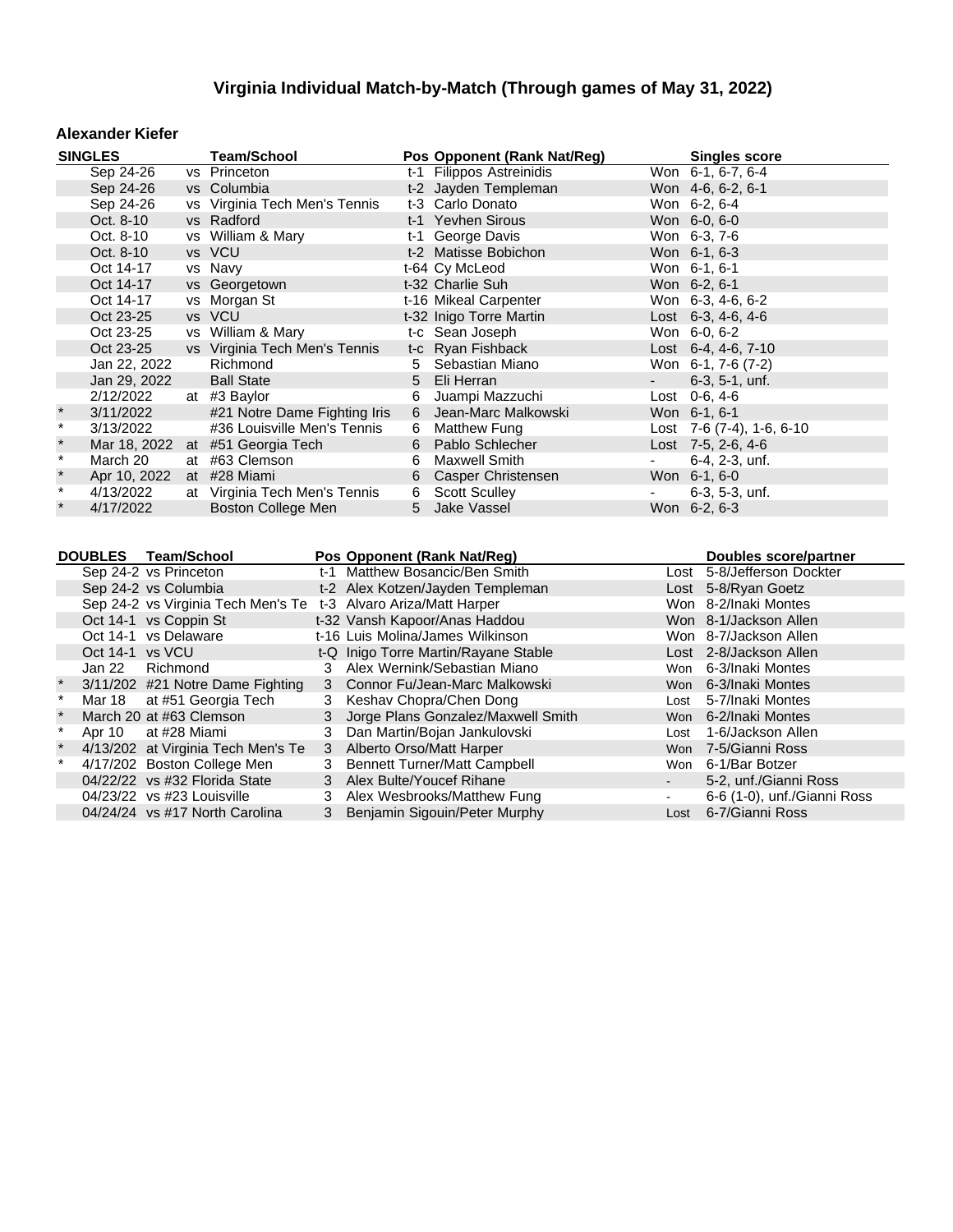# Virginia Individual Match-by-Match (Through games of May 31, 2022)

## Alexander Kiefer

| SINGLES | | | Team/School | Pos | Opponent (Rank Nat/Reg) | | Singles score |
|---|---|---|---|---|---|---|---|
| | Sep 24-26 | vs | Princeton | t-1 | Filippos Astreinidis | Won | 6-1, 6-7, 6-4 |
| | Sep 24-26 | vs | Columbia | t-2 | Jayden Templeman | Won | 4-6, 6-2, 6-1 |
| | Sep 24-26 | vs | Virginia Tech Men's Tennis | t-3 | Carlo Donato | Won | 6-2, 6-4 |
| | Oct. 8-10 | vs | Radford | t-1 | Yevhen Sirous | Won | 6-0, 6-0 |
| | Oct. 8-10 | vs | William & Mary | t-1 | George Davis | Won | 6-3, 7-6 |
| | Oct. 8-10 | vs | VCU | t-2 | Matisse Bobichon | Won | 6-1, 6-3 |
| | Oct 14-17 | vs | Navy | t-64 | Cy McLeod | Won | 6-1, 6-1 |
| | Oct 14-17 | vs | Georgetown | t-32 | Charlie Suh | Won | 6-2, 6-1 |
| | Oct 14-17 | vs | Morgan St | t-16 | Mikeal Carpenter | Won | 6-3, 4-6, 6-2 |
| | Oct 23-25 | vs | VCU | t-32 | Inigo Torre Martin | Lost | 6-3, 4-6, 4-6 |
| | Oct 23-25 | vs | William & Mary | t-c | Sean Joseph | Won | 6-0, 6-2 |
| | Oct 23-25 | vs | Virginia Tech Men's Tennis | t-c | Ryan Fishback | Lost | 6-4, 4-6, 7-10 |
| | Jan 22, 2022 | | Richmond | 5 | Sebastian Miano | Won | 6-1, 7-6 (7-2) |
| | Jan 29, 2022 | | Ball State | 5 | Eli Herran | - | 6-3, 5-1, unf. |
| | 2/12/2022 | at | #3 Baylor | 6 | Juampi Mazzuchi | Lost | 0-6, 4-6 |
| * | 3/11/2022 | | #21 Notre Dame Fighting Iris | 6 | Jean-Marc Malkowski | Won | 6-1, 6-1 |
| * | 3/13/2022 | | #36 Louisville Men's Tennis | 6 | Matthew Fung | Lost | 7-6 (7-4), 1-6, 6-10 |
| * | Mar 18, 2022 | at | #51 Georgia Tech | 6 | Pablo Schlecher | Lost | 7-5, 2-6, 4-6 |
| * | March 20 | at | #63 Clemson | 6 | Maxwell Smith | - | 6-4, 2-3, unf. |
| * | Apr 10, 2022 | at | #28 Miami | 6 | Casper Christensen | Won | 6-1, 6-0 |
| * | 4/13/2022 | at | Virginia Tech Men's Tennis | 6 | Scott Sculley | - | 6-3, 5-3, unf. |
| * | 4/17/2022 | | Boston College Men | 5 | Jake Vassel | Won | 6-2, 6-3 |

| DOUBLES | | Team/School | Pos | Opponent (Rank Nat/Reg) | | Doubles score/partner |
|---|---|---|---|---|---|---|
| | Sep 24-2 | vs Princeton | t-1 | Matthew Bosancic/Ben Smith | Lost | 5-8/Jefferson Dockter |
| | Sep 24-2 | vs Columbia | t-2 | Alex Kotzen/Jayden Templeman | Lost | 5-8/Ryan Goetz |
| | Sep 24-2 | vs Virginia Tech Men's Te | t-3 | Alvaro Ariza/Matt Harper | Won | 8-2/Inaki Montes |
| | Oct 14-1 | vs Coppin St | t-32 | Vansh Kapoor/Anas Haddou | Won | 8-1/Jackson Allen |
| | Oct 14-1 | vs Delaware | t-16 | Luis Molina/James Wilkinson | Won | 8-7/Jackson Allen |
| | Oct 14-1 | vs VCU | t-Q | Inigo Torre Martin/Rayane Stable | Lost | 2-8/Jackson Allen |
| | Jan 22 | Richmond | 3 | Alex Wernink/Sebastian Miano | Won | 6-3/Inaki Montes |
| * | 3/11/202 | #21 Notre Dame Fighting | 3 | Connor Fu/Jean-Marc Malkowski | Won | 6-3/Inaki Montes |
| * | Mar 18 | at #51 Georgia Tech | 3 | Keshav Chopra/Chen Dong | Lost | 5-7/Inaki Montes |
| * | March 20 | at #63 Clemson | 3 | Jorge Plans Gonzalez/Maxwell Smith | Won | 6-2/Inaki Montes |
| * | Apr 10 | at #28 Miami | 3 | Dan Martin/Bojan Jankulovski | Lost | 1-6/Jackson Allen |
| * | 4/13/202 | at Virginia Tech Men's Te | 3 | Alberto Orso/Matt Harper | Won | 7-5/Gianni Ross |
| * | 4/17/202 | Boston College Men | 3 | Bennett Turner/Matt Campbell | Won | 6-1/Bar Botzer |
| | 04/22/22 | vs #32 Florida State | 3 | Alex Bulte/Youcef Rihane | - | 5-2, unf./Gianni Ross |
| | 04/23/22 | vs #23 Louisville | 3 | Alex Wesbrooks/Matthew Fung | - | 6-6 (1-0), unf./Gianni Ross |
| | 04/24/24 | vs #17 North Carolina | 3 | Benjamin Sigouin/Peter Murphy | Lost | 6-7/Gianni Ross |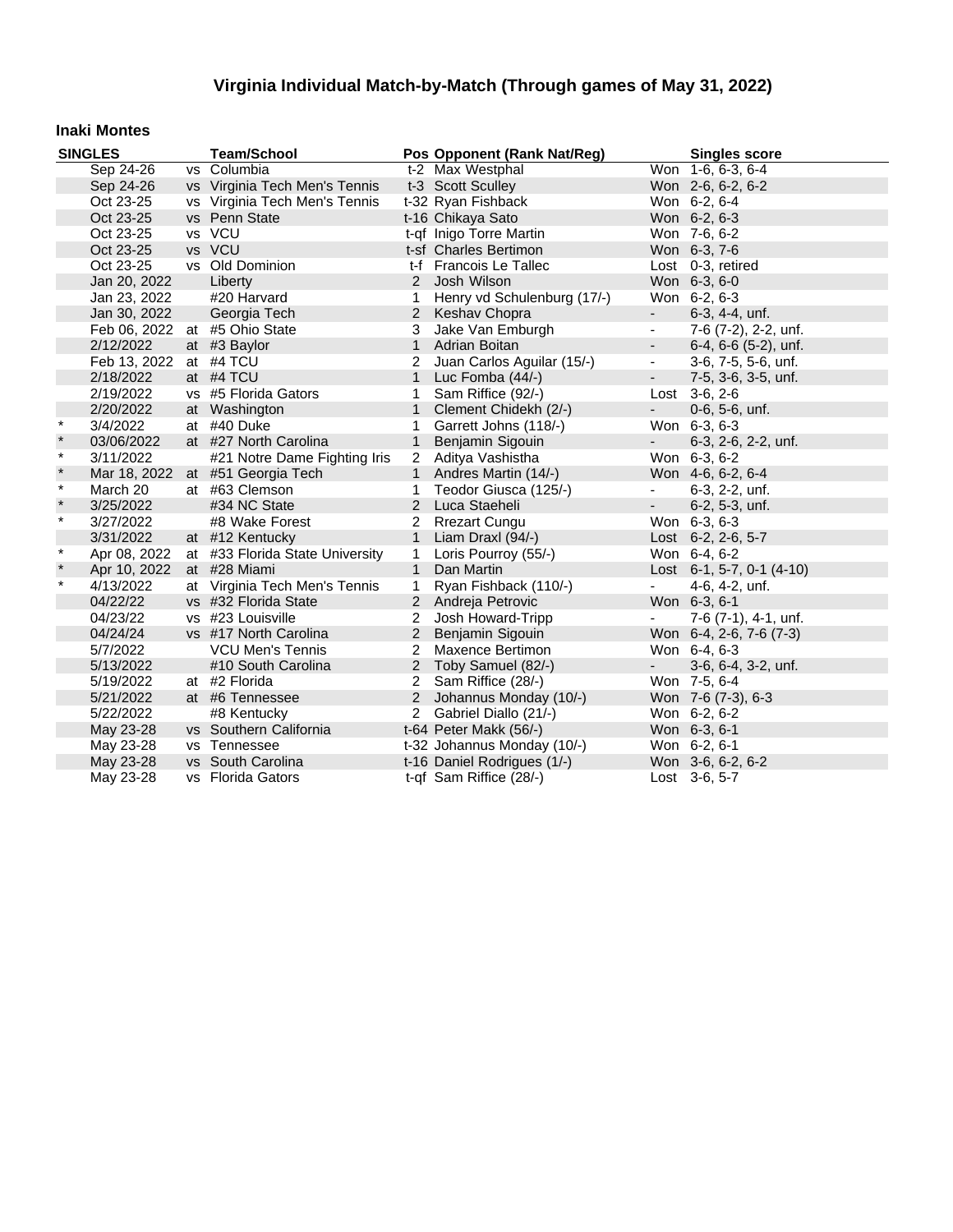# Virginia Individual Match-by-Match (Through games of May 31, 2022)

### Inaki Montes

| SINGLES | | | Team/School | Pos | Opponent (Rank Nat/Reg) | | Singles score |
|---|---|---|---|---|---|---|---|
| | Sep 24-26 | vs | Columbia | t-2 | Max Westphal | Won | 1-6, 6-3, 6-4 |
| | Sep 24-26 | vs | Virginia Tech Men's Tennis | t-3 | Scott Sculley | Won | 2-6, 6-2, 6-2 |
| | Oct 23-25 | vs | Virginia Tech Men's Tennis | t-32 | Ryan Fishback | Won | 6-2, 6-4 |
| | Oct 23-25 | vs | Penn State | t-16 | Chikaya Sato | Won | 6-2, 6-3 |
| | Oct 23-25 | vs | VCU | t-qf | Inigo Torre Martin | Won | 7-6, 6-2 |
| | Oct 23-25 | vs | VCU | t-sf | Charles Bertimon | Won | 6-3, 7-6 |
| | Oct 23-25 | vs | Old Dominion | t-f | Francois Le Tallec | Lost | 0-3, retired |
| | Jan 20, 2022 | | Liberty | 2 | Josh Wilson | Won | 6-3, 6-0 |
| | Jan 23, 2022 | | #20 Harvard | 1 | Henry vd Schulenburg (17/-) | Won | 6-2, 6-3 |
| | Jan 30, 2022 | | Georgia Tech | 2 | Keshav Chopra | - | 6-3, 4-4, unf. |
| | Feb 06, 2022 | at | #5 Ohio State | 3 | Jake Van Emburgh | - | 7-6 (7-2), 2-2, unf. |
| | 2/12/2022 | at | #3 Baylor | 1 | Adrian Boitan | - | 6-4, 6-6 (5-2), unf. |
| | Feb 13, 2022 | at | #4 TCU | 2 | Juan Carlos Aguilar (15/-) | - | 3-6, 7-5, 5-6, unf. |
| | 2/18/2022 | at | #4 TCU | 1 | Luc Fomba (44/-) | - | 7-5, 3-6, 3-5, unf. |
| | 2/19/2022 | vs | #5 Florida Gators | 1 | Sam Riffice (92/-) | Lost | 3-6, 2-6 |
| | 2/20/2022 | at | Washington | 1 | Clement Chidekh (2/-) | - | 0-6, 5-6, unf. |
| * | 3/4/2022 | at | #40 Duke | 1 | Garrett Johns (118/-) | Won | 6-3, 6-3 |
| * | 03/06/2022 | at | #27 North Carolina | 1 | Benjamin Sigouin | - | 6-3, 2-6, 2-2, unf. |
| * | 3/11/2022 | | #21 Notre Dame Fighting Iris | 2 | Aditya Vashistha | Won | 6-3, 6-2 |
| * | Mar 18, 2022 | at | #51 Georgia Tech | 1 | Andres Martin (14/-) | Won | 4-6, 6-2, 6-4 |
| * | March 20 | at | #63 Clemson | 1 | Teodor Giusca (125/-) | - | 6-3, 2-2, unf. |
| * | 3/25/2022 | | #34 NC State | 2 | Luca Staeheli | - | 6-2, 5-3, unf. |
| * | 3/27/2022 | | #8 Wake Forest | 2 | Rrezart Cungu | Won | 6-3, 6-3 |
| | 3/31/2022 | at | #12 Kentucky | 1 | Liam Draxl (94/-) | Lost | 6-2, 2-6, 5-7 |
| * | Apr 08, 2022 | at | #33 Florida State University | 1 | Loris Pourroy (55/-) | Won | 6-4, 6-2 |
| * | Apr 10, 2022 | at | #28 Miami | 1 | Dan Martin | Lost | 6-1, 5-7, 0-1 (4-10) |
| * | 4/13/2022 | at | Virginia Tech Men's Tennis | 1 | Ryan Fishback (110/-) | - | 4-6, 4-2, unf. |
| | 04/22/22 | vs | #32 Florida State | 2 | Andreja Petrovic | Won | 6-3, 6-1 |
| | 04/23/22 | vs | #23 Louisville | 2 | Josh Howard-Tripp | - | 7-6 (7-1), 4-1, unf. |
| | 04/24/24 | vs | #17 North Carolina | 2 | Benjamin Sigouin | Won | 6-4, 2-6, 7-6 (7-3) |
| | 5/7/2022 | | VCU Men's Tennis | 2 | Maxence Bertimon | Won | 6-4, 6-3 |
| | 5/13/2022 | | #10 South Carolina | 2 | Toby Samuel (82/-) | - | 3-6, 6-4, 3-2, unf. |
| | 5/19/2022 | at | #2 Florida | 2 | Sam Riffice (28/-) | Won | 7-5, 6-4 |
| | 5/21/2022 | at | #6 Tennessee | 2 | Johannus Monday (10/-) | Won | 7-6 (7-3), 6-3 |
| | 5/22/2022 | | #8 Kentucky | 2 | Gabriel Diallo (21/-) | Won | 6-2, 6-2 |
| | May 23-28 | vs | Southern California | t-64 | Peter Makk (56/-) | Won | 6-3, 6-1 |
| | May 23-28 | vs | Tennessee | t-32 | Johannus Monday (10/-) | Won | 6-2, 6-1 |
| | May 23-28 | vs | South Carolina | t-16 | Daniel Rodrigues (1/-) | Won | 3-6, 6-2, 6-2 |
| | May 23-28 | vs | Florida Gators | t-qf | Sam Riffice (28/-) | Lost | 3-6, 5-7 |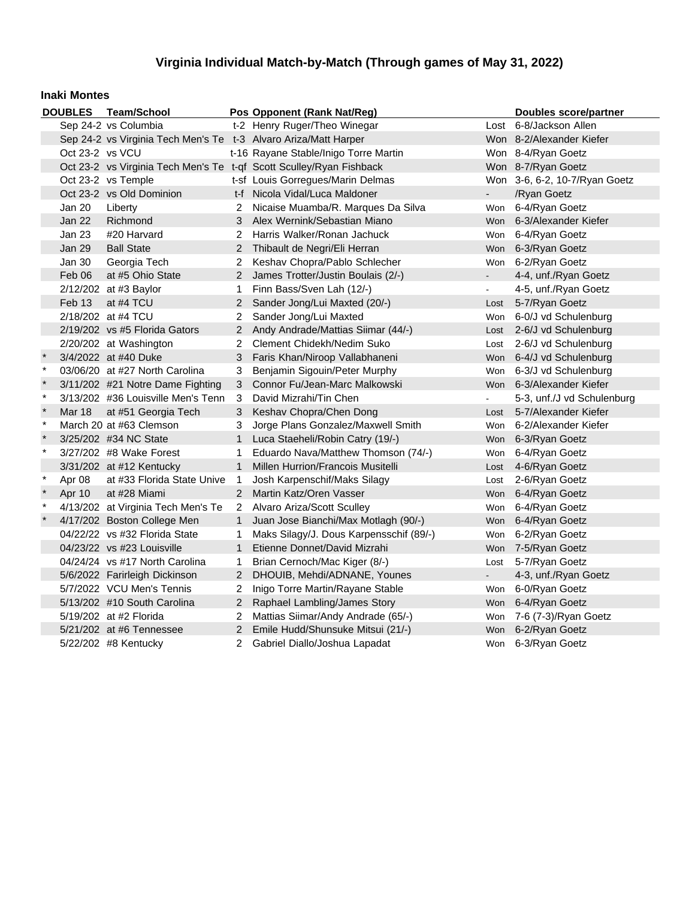## Virginia Individual Match-by-Match (Through games of May 31, 2022)

### Inaki Montes

| DOUBLES | | Team/School | Pos | Opponent (Rank Nat/Reg) | | Doubles score/partner |
|---|---|---|---|---|---|---|
| | Sep 24-2 | vs Columbia | t-2 | Henry Ruger/Theo Winegar | Lost | 6-8/Jackson Allen |
| | Sep 24-2 | vs Virginia Tech Men's Te | t-3 | Alvaro Ariza/Matt Harper | Won | 8-2/Alexander Kiefer |
| | Oct 23-2 | vs VCU | t-16 | Rayane Stable/Inigo Torre Martin | Won | 8-4/Ryan Goetz |
| | Oct 23-2 | vs Virginia Tech Men's Te | t-qf | Scott Sculley/Ryan Fishback | Won | 8-7/Ryan Goetz |
| | Oct 23-2 | vs Temple | t-sf | Louis Gorregues/Marin Delmas | Won | 3-6, 6-2, 10-7/Ryan Goetz |
| | Oct 23-2 | vs Old Dominion | t-f | Nicola Vidal/Luca Maldoner | - | /Ryan Goetz |
| | Jan 20 | Liberty | 2 | Nicaise Muamba/R. Marques Da Silva | Won | 6-4/Ryan Goetz |
| | Jan 22 | Richmond | 3 | Alex Wernink/Sebastian Miano | Won | 6-3/Alexander Kiefer |
| | Jan 23 | #20 Harvard | 2 | Harris Walker/Ronan Jachuck | Won | 6-4/Ryan Goetz |
| | Jan 29 | Ball State | 2 | Thibault de Negri/Eli Herran | Won | 6-3/Ryan Goetz |
| | Jan 30 | Georgia Tech | 2 | Keshav Chopra/Pablo Schlecher | Won | 6-2/Ryan Goetz |
| | Feb 06 | at #5 Ohio State | 2 | James Trotter/Justin Boulais (2/-) | - | 4-4, unf./Ryan Goetz |
| | 2/12/202 | at #3 Baylor | 1 | Finn Bass/Sven Lah (12/-) | - | 4-5, unf./Ryan Goetz |
| | Feb 13 | at #4 TCU | 2 | Sander Jong/Lui Maxted (20/-) | Lost | 5-7/Ryan Goetz |
| | 2/18/202 | at #4 TCU | 2 | Sander Jong/Lui Maxted | Won | 6-0/J vd Schulenburg |
| | 2/19/202 | vs #5 Florida Gators | 2 | Andy Andrade/Mattias Siimar (44/-) | Lost | 2-6/J vd Schulenburg |
| | 2/20/202 | at Washington | 2 | Clement Chidekh/Nedim Suko | Lost | 2-6/J vd Schulenburg |
| * | 3/4/2022 | at #40 Duke | 3 | Faris Khan/Niroop Vallabhaneni | Won | 6-4/J vd Schulenburg |
| * | 03/06/20 | at #27 North Carolina | 3 | Benjamin Sigouin/Peter Murphy | Won | 6-3/J vd Schulenburg |
| * | 3/11/202 | #21 Notre Dame Fighting | 3 | Connor Fu/Jean-Marc Malkowski | Won | 6-3/Alexander Kiefer |
| * | 3/13/202 | #36 Louisville Men's Tenn | 3 | David Mizrahi/Tin Chen | - | 5-3, unf./J vd Schulenburg |
| * | Mar 18 | at #51 Georgia Tech | 3 | Keshav Chopra/Chen Dong | Lost | 5-7/Alexander Kiefer |
| * | March 20 | at #63 Clemson | 3 | Jorge Plans Gonzalez/Maxwell Smith | Won | 6-2/Alexander Kiefer |
| * | 3/25/202 | #34 NC State | 1 | Luca Staeheli/Robin Catry (19/-) | Won | 6-3/Ryan Goetz |
| * | 3/27/202 | #8 Wake Forest | 1 | Eduardo Nava/Matthew Thomson (74/-) | Won | 6-4/Ryan Goetz |
| | 3/31/202 | at #12 Kentucky | 1 | Millen Hurrion/Francois Musitelli | Lost | 4-6/Ryan Goetz |
| * | Apr 08 | at #33 Florida State Unive | 1 | Josh Karpenschif/Maks Silagy | Lost | 2-6/Ryan Goetz |
| * | Apr 10 | at #28 Miami | 2 | Martin Katz/Oren Vasser | Won | 6-4/Ryan Goetz |
| * | 4/13/202 | at Virginia Tech Men's Te | 2 | Alvaro Ariza/Scott Sculley | Won | 6-4/Ryan Goetz |
| * | 4/17/202 | Boston College Men | 1 | Juan Jose Bianchi/Max Motlagh (90/-) | Won | 6-4/Ryan Goetz |
| | 04/22/22 | vs #32 Florida State | 1 | Maks Silagy/J. Dous Karpensschif (89/-) | Won | 6-2/Ryan Goetz |
| | 04/23/22 | vs #23 Louisville | 1 | Etienne Donnet/David Mizrahi | Won | 7-5/Ryan Goetz |
| | 04/24/24 | vs #17 North Carolina | 1 | Brian Cernoch/Mac Kiger (8/-) | Lost | 5-7/Ryan Goetz |
| | 5/6/2022 | Farirleigh Dickinson | 2 | DHOUIB, Mehdi/ADNANE, Younes | - | 4-3, unf./Ryan Goetz |
| | 5/7/2022 | VCU Men's Tennis | 2 | Inigo Torre Martin/Rayane Stable | Won | 6-0/Ryan Goetz |
| | 5/13/202 | #10 South Carolina | 2 | Raphael Lambling/James Story | Won | 6-4/Ryan Goetz |
| | 5/19/202 | at #2 Florida | 2 | Mattias Siimar/Andy Andrade (65/-) | Won | 7-6 (7-3)/Ryan Goetz |
| | 5/21/202 | at #6 Tennessee | 2 | Emile Hudd/Shunsuke Mitsui (21/-) | Won | 6-2/Ryan Goetz |
| | 5/22/202 | #8 Kentucky | 2 | Gabriel Diallo/Joshua Lapadat | Won | 6-3/Ryan Goetz |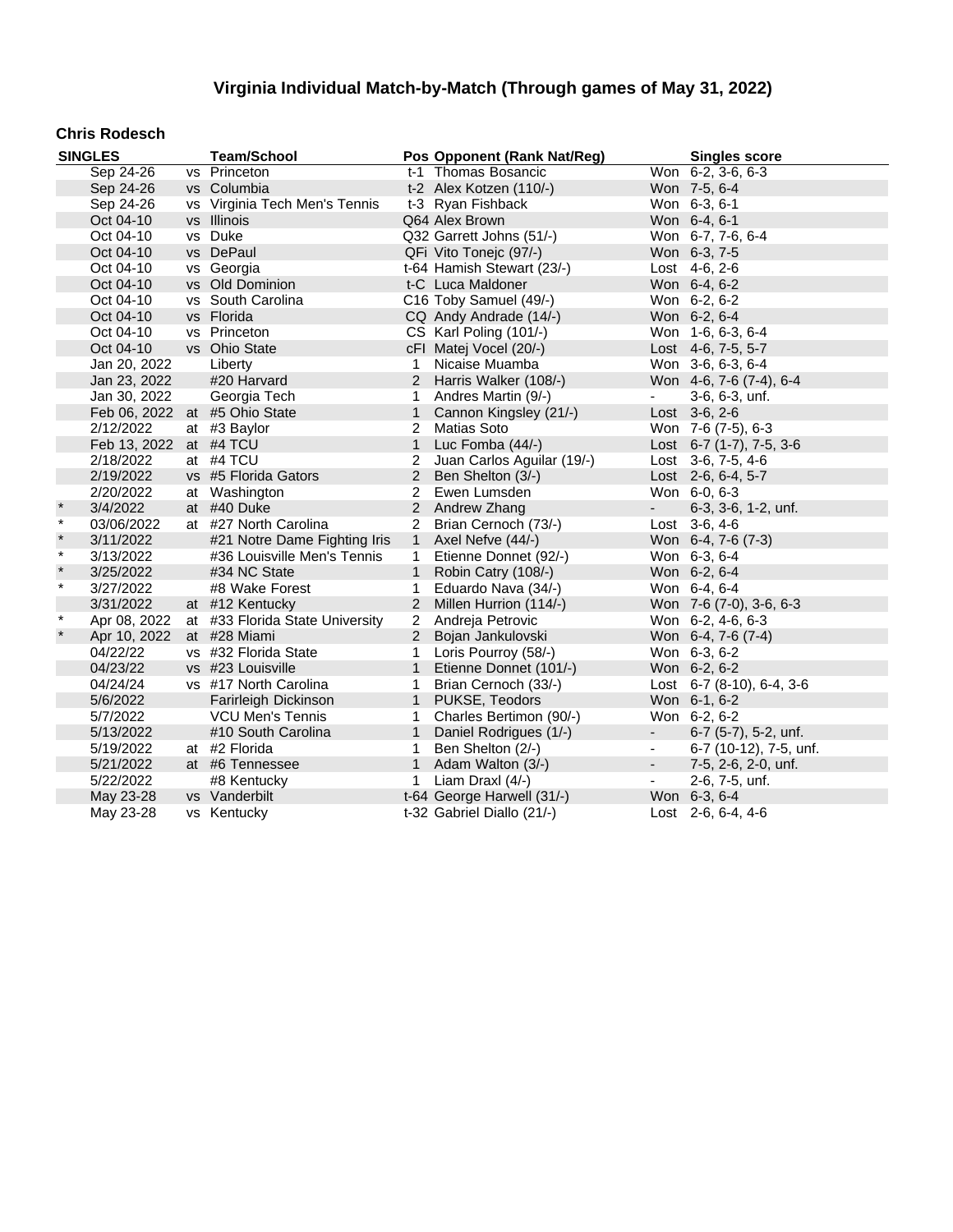## Virginia Individual Match-by-Match (Through games of May 31, 2022)

### Chris Rodesch

| SINGLES | | | Team/School | Pos | Opponent (Rank Nat/Reg) | | Singles score |
|---|---|---|---|---|---|---|---|
| | Sep 24-26 | vs | Princeton | t-1 | Thomas Bosancic | Won | 6-2, 3-6, 6-3 |
| | Sep 24-26 | vs | Columbia | t-2 | Alex Kotzen (110/-) | Won | 7-5, 6-4 |
| | Sep 24-26 | vs | Virginia Tech Men's Tennis | t-3 | Ryan Fishback | Won | 6-3, 6-1 |
| | Oct 04-10 | vs | Illinois | Q64 | Alex Brown | Won | 6-4, 6-1 |
| | Oct 04-10 | vs | Duke | Q32 | Garrett Johns (51/-) | Won | 6-7, 7-6, 6-4 |
| | Oct 04-10 | vs | DePaul | QFi | Vito Tonejc (97/-) | Won | 6-3, 7-5 |
| | Oct 04-10 | vs | Georgia | t-64 | Hamish Stewart (23/-) | Lost | 4-6, 2-6 |
| | Oct 04-10 | vs | Old Dominion | t-C | Luca Maldoner | Won | 6-4, 6-2 |
| | Oct 04-10 | vs | South Carolina | C16 | Toby Samuel (49/-) | Won | 6-2, 6-2 |
| | Oct 04-10 | vs | Florida | CQ | Andy Andrade (14/-) | Won | 6-2, 6-4 |
| | Oct 04-10 | vs | Princeton | CS | Karl Poling (101/-) | Won | 1-6, 6-3, 6-4 |
| | Oct 04-10 | vs | Ohio State | cFI | Matej Vocel (20/-) | Lost | 4-6, 7-5, 5-7 |
| | Jan 20, 2022 | | Liberty | 1 | Nicaise Muamba | Won | 3-6, 6-3, 6-4 |
| | Jan 23, 2022 | | #20 Harvard | 2 | Harris Walker (108/-) | Won | 4-6, 7-6 (7-4), 6-4 |
| | Jan 30, 2022 | | Georgia Tech | 1 | Andres Martin (9/-) | - | 3-6, 6-3, unf. |
| | Feb 06, 2022 | at | #5 Ohio State | 1 | Cannon Kingsley (21/-) | Lost | 3-6, 2-6 |
| | 2/12/2022 | at | #3 Baylor | 2 | Matias Soto | Won | 7-6 (7-5), 6-3 |
| | Feb 13, 2022 | at | #4 TCU | 1 | Luc Fomba (44/-) | Lost | 6-7 (1-7), 7-5, 3-6 |
| | 2/18/2022 | at | #4 TCU | 2 | Juan Carlos Aguilar (19/-) | Lost | 3-6, 7-5, 4-6 |
| | 2/19/2022 | vs | #5 Florida Gators | 2 | Ben Shelton (3/-) | Lost | 2-6, 6-4, 5-7 |
| | 2/20/2022 | at | Washington | 2 | Ewen Lumsden | Won | 6-0, 6-3 |
| * | 3/4/2022 | at | #40 Duke | 2 | Andrew Zhang | - | 6-3, 3-6, 1-2, unf. |
| * | 03/06/2022 | at | #27 North Carolina | 2 | Brian Cernoch (73/-) | Lost | 3-6, 4-6 |
| * | 3/11/2022 | | #21 Notre Dame Fighting Iris | 1 | Axel Nefve (44/-) | Won | 6-4, 7-6 (7-3) |
| * | 3/13/2022 | | #36 Louisville Men's Tennis | 1 | Etienne Donnet (92/-) | Won | 6-3, 6-4 |
| * | 3/25/2022 | | #34 NC State | 1 | Robin Catry (108/-) | Won | 6-2, 6-4 |
| * | 3/27/2022 | | #8 Wake Forest | 1 | Eduardo Nava (34/-) | Won | 6-4, 6-4 |
| | 3/31/2022 | at | #12 Kentucky | 2 | Millen Hurrion (114/-) | Won | 7-6 (7-0), 3-6, 6-3 |
| * | Apr 08, 2022 | at | #33 Florida State University | 2 | Andreja Petrovic | Won | 6-2, 4-6, 6-3 |
| * | Apr 10, 2022 | at | #28 Miami | 2 | Bojan Jankulovski | Won | 6-4, 7-6 (7-4) |
| | 04/22/22 | vs | #32 Florida State | 1 | Loris Pourroy (58/-) | Won | 6-3, 6-2 |
| | 04/23/22 | vs | #23 Louisville | 1 | Etienne Donnet (101/-) | Won | 6-2, 6-2 |
| | 04/24/24 | vs | #17 North Carolina | 1 | Brian Cernoch (33/-) | Lost | 6-7 (8-10), 6-4, 3-6 |
| | 5/6/2022 | | Farirleigh Dickinson | 1 | PUKSE, Teodors | Won | 6-1, 6-2 |
| | 5/7/2022 | | VCU Men's Tennis | 1 | Charles Bertimon (90/-) | Won | 6-2, 6-2 |
| | 5/13/2022 | | #10 South Carolina | 1 | Daniel Rodrigues (1/-) | - | 6-7 (5-7), 5-2, unf. |
| | 5/19/2022 | at | #2 Florida | 1 | Ben Shelton (2/-) | - | 6-7 (10-12), 7-5, unf. |
| | 5/21/2022 | at | #6 Tennessee | 1 | Adam Walton (3/-) | - | 7-5, 2-6, 2-0, unf. |
| | 5/22/2022 | | #8 Kentucky | 1 | Liam Draxl (4/-) | - | 2-6, 7-5, unf. |
| | May 23-28 | vs | Vanderbilt | t-64 | George Harwell (31/-) | Won | 6-3, 6-4 |
| | May 23-28 | vs | Kentucky | t-32 | Gabriel Diallo (21/-) | Lost | 2-6, 6-4, 4-6 |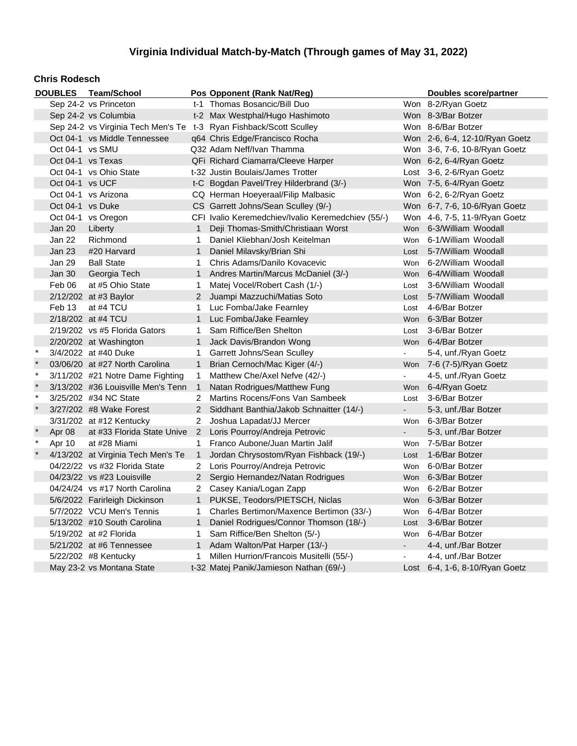## Virginia Individual Match-by-Match (Through games of May 31, 2022)

### Chris Rodesch

| | DOUBLES | Team/School | Pos | Opponent (Rank Nat/Reg) | | Doubles score/partner |
|---|---|---|---|---|---|---|
| | Sep 24-2 | vs Princeton | t-1 | Thomas Bosancic/Bill Duo | Won | 8-2/Ryan Goetz |
| | Sep 24-2 | vs Columbia | t-2 | Max Westphal/Hugo Hashimoto | Won | 8-3/Bar Botzer |
| | Sep 24-2 | vs Virginia Tech Men's Te | t-3 | Ryan Fishback/Scott Sculley | Won | 8-6/Bar Botzer |
| | Oct 04-1 | vs Middle Tennessee | q64 | Chris Edge/Francisco Rocha | Won | 2-6, 6-4, 12-10/Ryan Goetz |
| | Oct 04-1 | vs SMU | Q32 | Adam Neff/Ivan Thamma | Won | 3-6, 7-6, 10-8/Ryan Goetz |
| | Oct 04-1 | vs Texas | QFi | Richard Ciamarra/Cleeve Harper | Won | 6-2, 6-4/Ryan Goetz |
| | Oct 04-1 | vs Ohio State | t-32 | Justin Boulais/James Trotter | Lost | 3-6, 2-6/Ryan Goetz |
| | Oct 04-1 | vs UCF | t-C | Bogdan Pavel/Trey Hilderbrand (3/-) | Won | 7-5, 6-4/Ryan Goetz |
| | Oct 04-1 | vs Arizona | CQ | Herman Hoeyeraal/Filip Malbasic | Won | 6-2, 6-2/Ryan Goetz |
| | Oct 04-1 | vs Duke | CS | Garrett Johns/Sean Sculley (9/-) | Won | 6-7, 7-6, 10-6/Ryan Goetz |
| | Oct 04-1 | vs Oregon | CFI | Ivalio Keremedchiev/Ivalio Keremedchiev (55/-) | Won | 4-6, 7-5, 11-9/Ryan Goetz |
| | Jan 20 | Liberty | 1 | Deji Thomas-Smith/Christiaan Worst | Won | 6-3/William Woodall |
| | Jan 22 | Richmond | 1 | Daniel Kliebhan/Josh Keitelman | Won | 6-1/William Woodall |
| | Jan 23 | #20 Harvard | 1 | Daniel Milavsky/Brian Shi | Lost | 5-7/William Woodall |
| | Jan 29 | Ball State | 1 | Chris Adams/Danilo Kovacevic | Won | 6-2/William Woodall |
| | Jan 30 | Georgia Tech | 1 | Andres Martin/Marcus McDaniel (3/-) | Won | 6-4/William Woodall |
| | Feb 06 | at #5 Ohio State | 1 | Matej Vocel/Robert Cash (1/-) | Lost | 3-6/William Woodall |
| | 2/12/202 | at #3 Baylor | 2 | Juampi Mazzuchi/Matias Soto | Lost | 5-7/William Woodall |
| | Feb 13 | at #4 TCU | 1 | Luc Fomba/Jake Fearnley | Lost | 4-6/Bar Botzer |
| | 2/18/202 | at #4 TCU | 1 | Luc Fomba/Jake Fearnley | Won | 6-3/Bar Botzer |
| | 2/19/202 | vs #5 Florida Gators | 1 | Sam Riffice/Ben Shelton | Lost | 3-6/Bar Botzer |
| | 2/20/202 | at Washington | 1 | Jack Davis/Brandon Wong | Won | 6-4/Bar Botzer |
| * | 3/4/2022 | at #40 Duke | 1 | Garrett Johns/Sean Sculley | - | 5-4, unf./Ryan Goetz |
| * | 03/06/20 | at #27 North Carolina | 1 | Brian Cernoch/Mac Kiger (4/-) | Won | 7-6 (7-5)/Ryan Goetz |
| * | 3/11/202 | #21 Notre Dame Fighting | 1 | Matthew Che/Axel Nefve (42/-) | - | 4-5, unf./Ryan Goetz |
| * | 3/13/202 | #36 Louisville Men's Tenn | 1 | Natan Rodrigues/Matthew Fung | Won | 6-4/Ryan Goetz |
| * | 3/25/202 | #34 NC State | 2 | Martins Rocens/Fons Van Sambeek | Lost | 3-6/Bar Botzer |
| * | 3/27/202 | #8 Wake Forest | 2 | Siddhant Banthia/Jakob Schnaitter (14/-) | - | 5-3, unf./Bar Botzer |
| | 3/31/202 | at #12 Kentucky | 2 | Joshua Lapadat/JJ Mercer | Won | 6-3/Bar Botzer |
| * | Apr 08 | at #33 Florida State Unive | 2 | Loris Pourroy/Andreja Petrovic | - | 5-3, unf./Bar Botzer |
| * | Apr 10 | at #28 Miami | 1 | Franco Aubone/Juan Martin Jalif | Won | 7-5/Bar Botzer |
| * | 4/13/202 | at Virginia Tech Men's Te | 1 | Jordan Chrysostom/Ryan Fishback (19/-) | Lost | 1-6/Bar Botzer |
| | 04/22/22 | vs #32 Florida State | 2 | Loris Pourroy/Andreja Petrovic | Won | 6-0/Bar Botzer |
| | 04/23/22 | vs #23 Louisville | 2 | Sergio Hernandez/Natan Rodrigues | Won | 6-3/Bar Botzer |
| | 04/24/24 | vs #17 North Carolina | 2 | Casey Kania/Logan Zapp | Won | 6-2/Bar Botzer |
| | 5/6/2022 | Farirleigh Dickinson | 1 | PUKSE, Teodors/PIETSCH, Niclas | Won | 6-3/Bar Botzer |
| | 5/7/2022 | VCU Men's Tennis | 1 | Charles Bertimon/Maxence Bertimon (33/-) | Won | 6-4/Bar Botzer |
| | 5/13/202 | #10 South Carolina | 1 | Daniel Rodrigues/Connor Thomson (18/-) | Lost | 3-6/Bar Botzer |
| | 5/19/202 | at #2 Florida | 1 | Sam Riffice/Ben Shelton (5/-) | Won | 6-4/Bar Botzer |
| | 5/21/202 | at #6 Tennessee | 1 | Adam Walton/Pat Harper (13/-) | - | 4-4, unf./Bar Botzer |
| | 5/22/202 | #8 Kentucky | 1 | Millen Hurrion/Francois Musitelli (55/-) | - | 4-4, unf./Bar Botzer |
| | May 23-2 | vs Montana State | t-32 | Matej Panik/Jamieson Nathan (69/-) | Lost | 6-4, 1-6, 8-10/Ryan Goetz |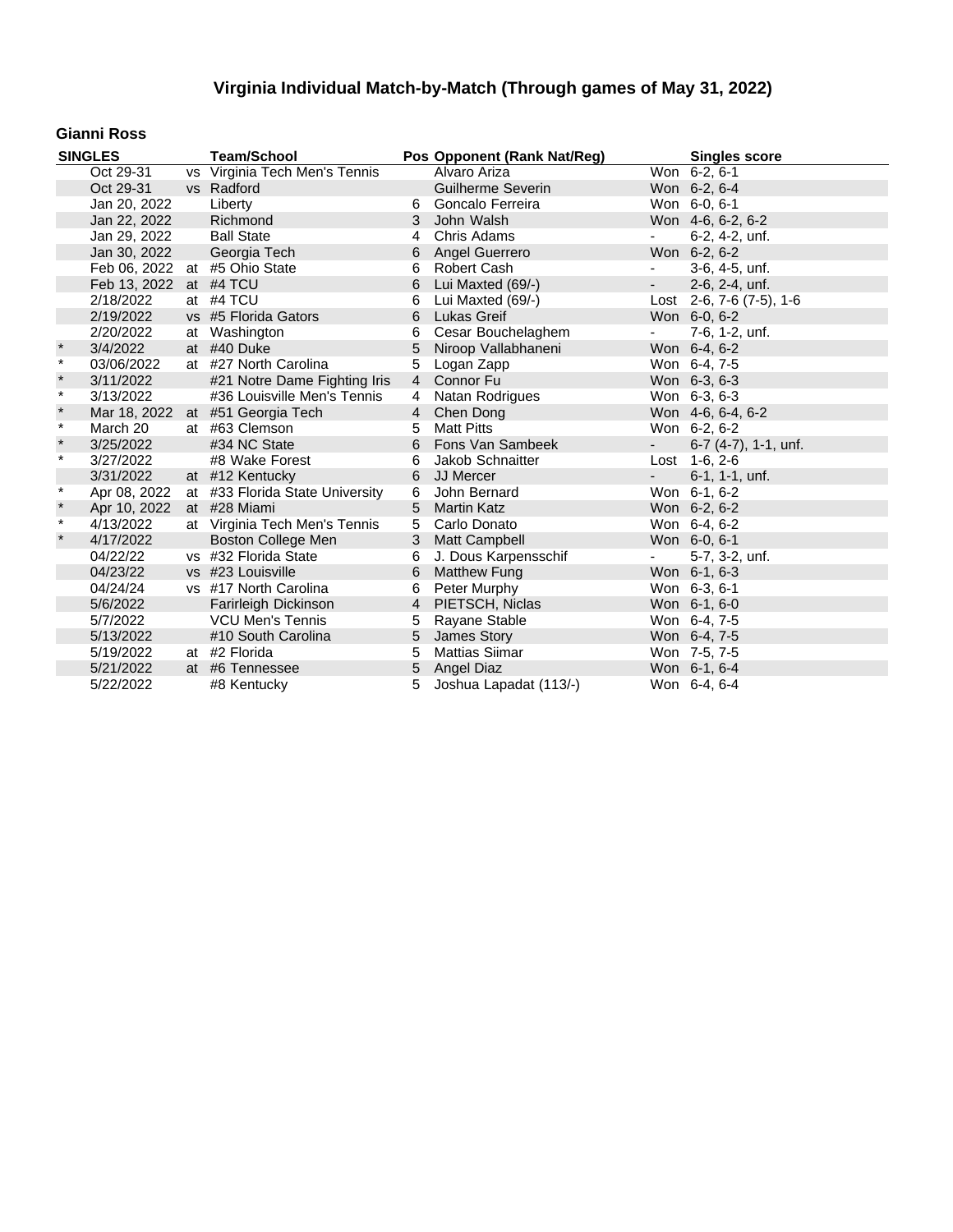# Virginia Individual Match-by-Match (Through games of May 31, 2022)

## Gianni Ross

| SINGLES | | | Team/School | Pos | Opponent (Rank Nat/Reg) | | Singles score |
|---|---|---|---|---|---|---|---|
| | Oct 29-31 | vs | Virginia Tech Men's Tennis | | Alvaro Ariza | Won | 6-2, 6-1 |
| | Oct 29-31 | vs | Radford | | Guilherme Severin | Won | 6-2, 6-4 |
| | Jan 20, 2022 | | Liberty | 6 | Goncalo Ferreira | Won | 6-0, 6-1 |
| | Jan 22, 2022 | | Richmond | 3 | John Walsh | Won | 4-6, 6-2, 6-2 |
| | Jan 29, 2022 | | Ball State | 4 | Chris Adams | - | 6-2, 4-2, unf. |
| | Jan 30, 2022 | | Georgia Tech | 6 | Angel Guerrero | Won | 6-2, 6-2 |
| | Feb 06, 2022 | at | #5 Ohio State | 6 | Robert Cash | - | 3-6, 4-5, unf. |
| | Feb 13, 2022 | at | #4 TCU | 6 | Lui Maxted (69/-) | - | 2-6, 2-4, unf. |
| | 2/18/2022 | at | #4 TCU | 6 | Lui Maxted (69/-) | Lost | 2-6, 7-6 (7-5), 1-6 |
| | 2/19/2022 | vs | #5 Florida Gators | 6 | Lukas Greif | Won | 6-0, 6-2 |
| | 2/20/2022 | at | Washington | 6 | Cesar Bouchelaghem | - | 7-6, 1-2, unf. |
| * | 3/4/2022 | at | #40 Duke | 5 | Niroop Vallabhaneni | Won | 6-4, 6-2 |
| * | 03/06/2022 | at | #27 North Carolina | 5 | Logan Zapp | Won | 6-4, 7-5 |
| * | 3/11/2022 | | #21 Notre Dame Fighting Iris | 4 | Connor Fu | Won | 6-3, 6-3 |
| * | 3/13/2022 | | #36 Louisville Men's Tennis | 4 | Natan Rodrigues | Won | 6-3, 6-3 |
| * | Mar 18, 2022 | at | #51 Georgia Tech | 4 | Chen Dong | Won | 4-6, 6-4, 6-2 |
| * | March 20 | at | #63 Clemson | 5 | Matt Pitts | Won | 6-2, 6-2 |
| * | 3/25/2022 | | #34 NC State | 6 | Fons Van Sambeek | - | 6-7 (4-7), 1-1, unf. |
| * | 3/27/2022 | | #8 Wake Forest | 6 | Jakob Schnaitter | Lost | 1-6, 2-6 |
| | 3/31/2022 | at | #12 Kentucky | 6 | JJ Mercer | - | 6-1, 1-1, unf. |
| * | Apr 08, 2022 | at | #33 Florida State University | 6 | John Bernard | Won | 6-1, 6-2 |
| * | Apr 10, 2022 | at | #28 Miami | 5 | Martin Katz | Won | 6-2, 6-2 |
| * | 4/13/2022 | at | Virginia Tech Men's Tennis | 5 | Carlo Donato | Won | 6-4, 6-2 |
| * | 4/17/2022 | | Boston College Men | 3 | Matt Campbell | Won | 6-0, 6-1 |
| | 04/22/22 | vs | #32 Florida State | 6 | J. Dous Karpensschif | - | 5-7, 3-2, unf. |
| | 04/23/22 | vs | #23 Louisville | 6 | Matthew Fung | Won | 6-1, 6-3 |
| | 04/24/24 | vs | #17 North Carolina | 6 | Peter Murphy | Won | 6-3, 6-1 |
| | 5/6/2022 | | Farirleigh Dickinson | 4 | PIETSCH, Niclas | Won | 6-1, 6-0 |
| | 5/7/2022 | | VCU Men's Tennis | 5 | Rayane Stable | Won | 6-4, 7-5 |
| | 5/13/2022 | | #10 South Carolina | 5 | James Story | Won | 6-4, 7-5 |
| | 5/19/2022 | at | #2 Florida | 5 | Mattias Siimar | Won | 7-5, 7-5 |
| | 5/21/2022 | at | #6 Tennessee | 5 | Angel Diaz | Won | 6-1, 6-4 |
| | 5/22/2022 | | #8 Kentucky | 5 | Joshua Lapadat (113/-) | Won | 6-4, 6-4 |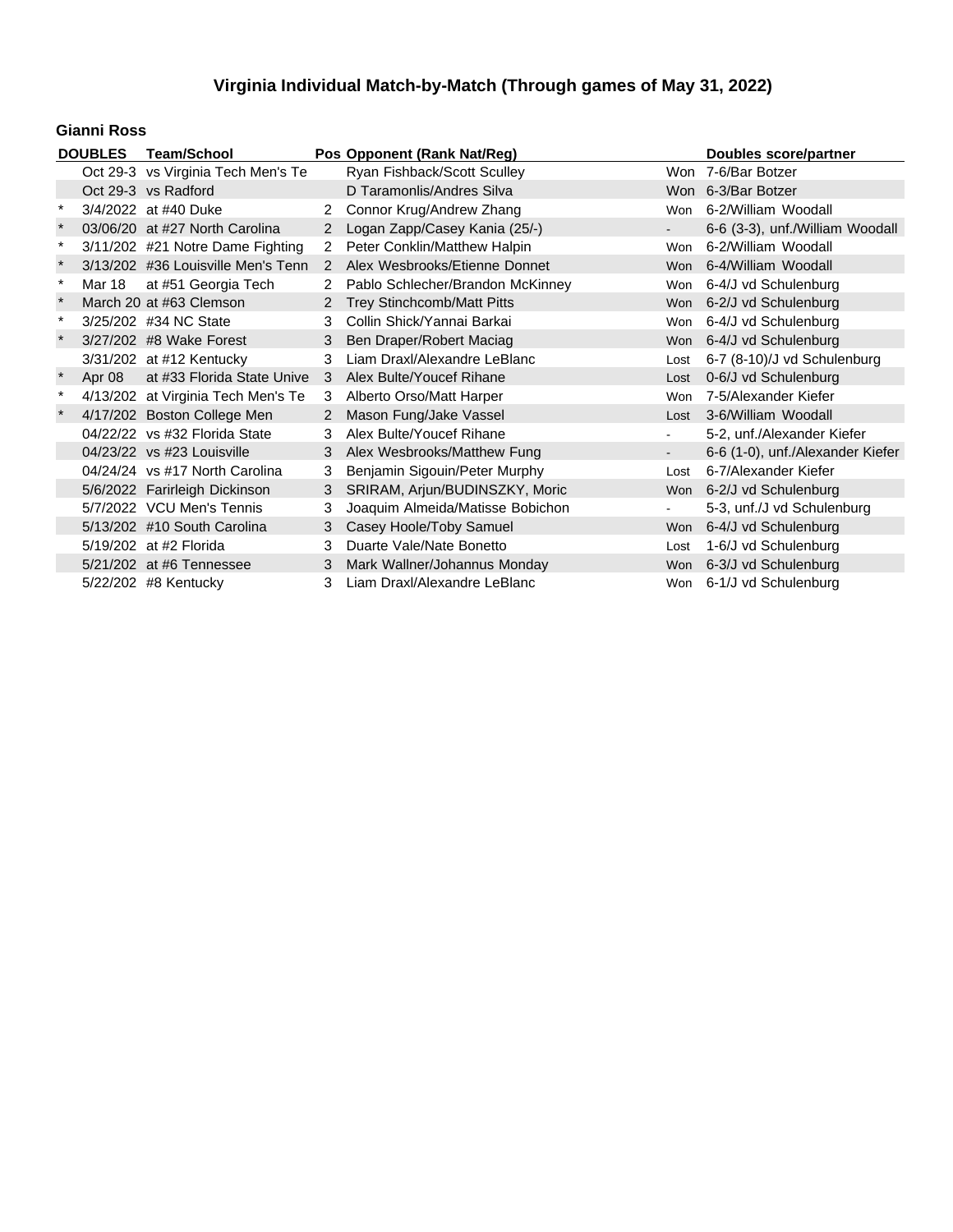# Virginia Individual Match-by-Match (Through games of May 31, 2022)

## Gianni Ross

| DOUBLES | Team/School | Pos | Opponent (Rank Nat/Reg) | | Doubles score/partner |
|---|---|---|---|---|---|
| | Oct 29-3 vs Virginia Tech Men's Te | | Ryan Fishback/Scott Sculley | Won | 7-6/Bar Botzer |
| | Oct 29-3 vs Radford | | D Taramonlis/Andres Silva | Won | 6-3/Bar Botzer |
| * | 3/4/2022 at #40 Duke | 2 | Connor Krug/Andrew Zhang | Won | 6-2/William Woodall |
| * | 03/06/20 at #27 North Carolina | 2 | Logan Zapp/Casey Kania (25/-) | - | 6-6 (3-3), unf./William Woodall |
| * | 3/11/202 #21 Notre Dame Fighting | 2 | Peter Conklin/Matthew Halpin | Won | 6-2/William Woodall |
| * | 3/13/202 #36 Louisville Men's Tenn | 2 | Alex Wesbrooks/Etienne Donnet | Won | 6-4/William Woodall |
| * | Mar 18 at #51 Georgia Tech | 2 | Pablo Schlecher/Brandon McKinney | Won | 6-4/J vd Schulenburg |
| * | March 20 at #63 Clemson | 2 | Trey Stinchcomb/Matt Pitts | Won | 6-2/J vd Schulenburg |
| * | 3/25/202 #34 NC State | 3 | Collin Shick/Yannai Barkai | Won | 6-4/J vd Schulenburg |
| * | 3/27/202 #8 Wake Forest | 3 | Ben Draper/Robert Maciag | Won | 6-4/J vd Schulenburg |
| | 3/31/202 at #12 Kentucky | 3 | Liam Draxl/Alexandre LeBlanc | Lost | 6-7 (8-10)/J vd Schulenburg |
| * | Apr 08 at #33 Florida State Unive | 3 | Alex Bulte/Youcef Rihane | Lost | 0-6/J vd Schulenburg |
| * | 4/13/202 at Virginia Tech Men's Te | 3 | Alberto Orso/Matt Harper | Won | 7-5/Alexander Kiefer |
| * | 4/17/202 Boston College Men | 2 | Mason Fung/Jake Vassel | Lost | 3-6/William Woodall |
| | 04/22/22 vs #32 Florida State | 3 | Alex Bulte/Youcef Rihane | - | 5-2, unf./Alexander Kiefer |
| | 04/23/22 vs #23 Louisville | 3 | Alex Wesbrooks/Matthew Fung | - | 6-6 (1-0), unf./Alexander Kiefer |
| | 04/24/24 vs #17 North Carolina | 3 | Benjamin Sigouin/Peter Murphy | Lost | 6-7/Alexander Kiefer |
| | 5/6/2022 Farirleigh Dickinson | 3 | SRIRAM, Arjun/BUDINSZKY, Moric | Won | 6-2/J vd Schulenburg |
| | 5/7/2022 VCU Men's Tennis | 3 | Joaquim Almeida/Matisse Bobichon | - | 5-3, unf./J vd Schulenburg |
| | 5/13/202 #10 South Carolina | 3 | Casey Hoole/Toby Samuel | Won | 6-4/J vd Schulenburg |
| | 5/19/202 at #2 Florida | 3 | Duarte Vale/Nate Bonetto | Lost | 1-6/J vd Schulenburg |
| | 5/21/202 at #6 Tennessee | 3 | Mark Wallner/Johannus Monday | Won | 6-3/J vd Schulenburg |
| | 5/22/202 #8 Kentucky | 3 | Liam Draxl/Alexandre LeBlanc | Won | 6-1/J vd Schulenburg |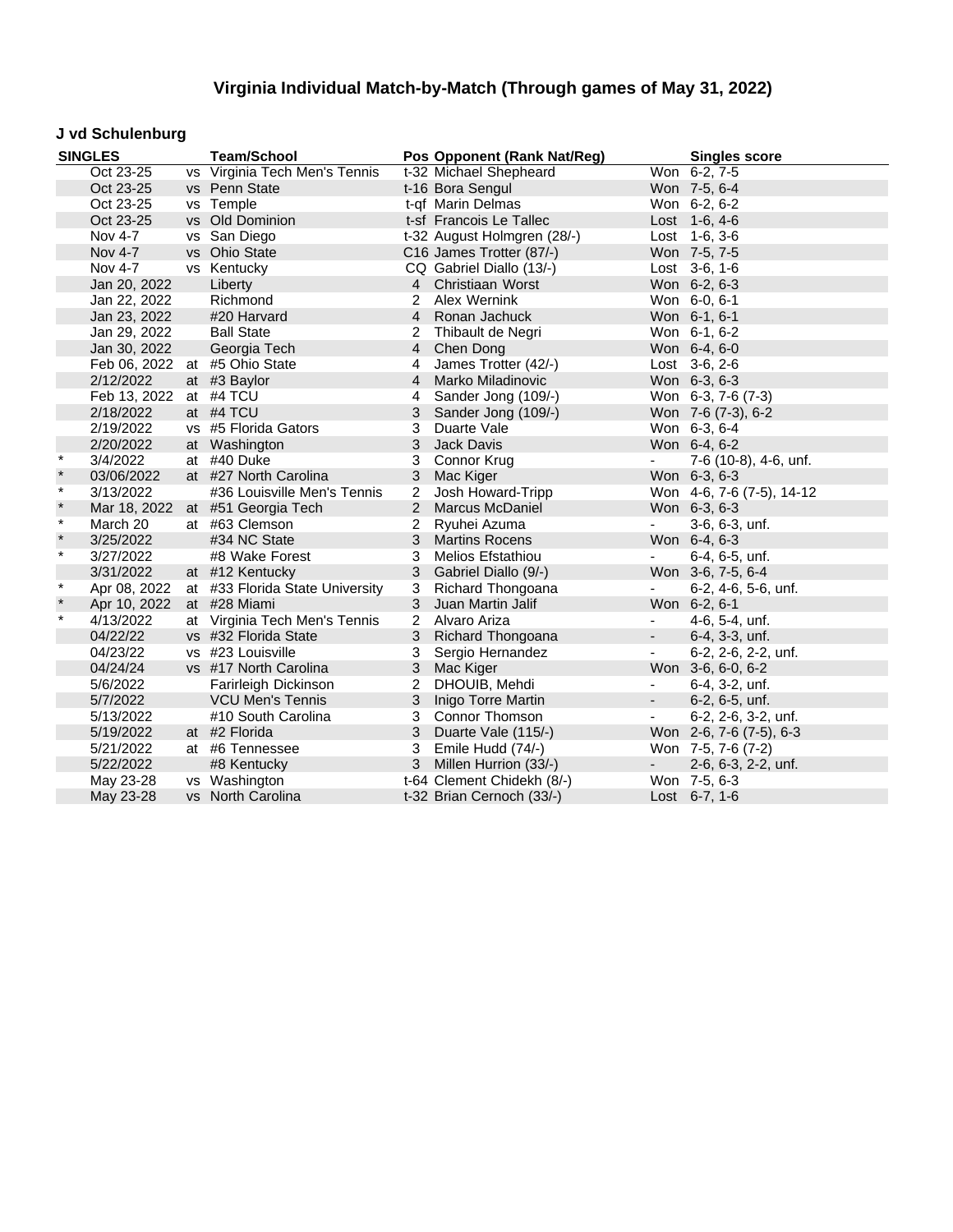# Virginia Individual Match-by-Match (Through games of May 31, 2022)

## J vd Schulenburg

| SINGLES | | | Team/School | Pos | Opponent (Rank Nat/Reg) | | Singles score |
|---|---|---|---|---|---|---|---|
| | Oct 23-25 | vs | Virginia Tech Men's Tennis | t-32 | Michael Shepheard | Won | 6-2, 7-5 |
| | Oct 23-25 | vs | Penn State | t-16 | Bora Sengul | Won | 7-5, 6-4 |
| | Oct 23-25 | vs | Temple | t-qf | Marin Delmas | Won | 6-2, 6-2 |
| | Oct 23-25 | vs | Old Dominion | t-sf | Francois Le Tallec | Lost | 1-6, 4-6 |
| | Nov 4-7 | vs | San Diego | t-32 | August Holmgren (28/-) | Lost | 1-6, 3-6 |
| | Nov 4-7 | vs | Ohio State | C16 | James Trotter (87/-) | Won | 7-5, 7-5 |
| | Nov 4-7 | vs | Kentucky | CQ | Gabriel Diallo (13/-) | Lost | 3-6, 1-6 |
| | Jan 20, 2022 | | Liberty | 4 | Christiaan Worst | Won | 6-2, 6-3 |
| | Jan 22, 2022 | | Richmond | 2 | Alex Wernink | Won | 6-0, 6-1 |
| | Jan 23, 2022 | | #20 Harvard | 4 | Ronan Jachuck | Won | 6-1, 6-1 |
| | Jan 29, 2022 | | Ball State | 2 | Thibault de Negri | Won | 6-1, 6-2 |
| | Jan 30, 2022 | | Georgia Tech | 4 | Chen Dong | Won | 6-4, 6-0 |
| | Feb 06, 2022 | at | #5 Ohio State | 4 | James Trotter (42/-) | Lost | 3-6, 2-6 |
| | 2/12/2022 | at | #3 Baylor | 4 | Marko Miladinovic | Won | 6-3, 6-3 |
| | Feb 13, 2022 | at | #4 TCU | 4 | Sander Jong (109/-) | Won | 6-3, 7-6 (7-3) |
| | 2/18/2022 | at | #4 TCU | 3 | Sander Jong (109/-) | Won | 7-6 (7-3), 6-2 |
| | 2/19/2022 | vs | #5 Florida Gators | 3 | Duarte Vale | Won | 6-3, 6-4 |
| | 2/20/2022 | at | Washington | 3 | Jack Davis | Won | 6-4, 6-2 |
| * | 3/4/2022 | at | #40 Duke | 3 | Connor Krug | - | 7-6 (10-8), 4-6, unf. |
| * | 03/06/2022 | at | #27 North Carolina | 3 | Mac Kiger | Won | 6-3, 6-3 |
| * | 3/13/2022 | | #36 Louisville Men's Tennis | 2 | Josh Howard-Tripp | Won | 4-6, 7-6 (7-5), 14-12 |
| * | Mar 18, 2022 | at | #51 Georgia Tech | 2 | Marcus McDaniel | Won | 6-3, 6-3 |
| * | March 20 | at | #63 Clemson | 2 | Ryuhei Azuma | - | 3-6, 6-3, unf. |
| * | 3/25/2022 | | #34 NC State | 3 | Martins Rocens | Won | 6-4, 6-3 |
| * | 3/27/2022 | | #8 Wake Forest | 3 | Melios Efstathiou | - | 6-4, 6-5, unf. |
| | 3/31/2022 | at | #12 Kentucky | 3 | Gabriel Diallo (9/-) | Won | 3-6, 7-5, 6-4 |
| * | Apr 08, 2022 | at | #33 Florida State University | 3 | Richard Thongoana | - | 6-2, 4-6, 5-6, unf. |
| * | Apr 10, 2022 | at | #28 Miami | 3 | Juan Martin Jalif | Won | 6-2, 6-1 |
| * | 4/13/2022 | at | Virginia Tech Men's Tennis | 2 | Alvaro Ariza | - | 4-6, 5-4, unf. |
| | 04/22/22 | vs | #32 Florida State | 3 | Richard Thongoana | - | 6-4, 3-3, unf. |
| | 04/23/22 | vs | #23 Louisville | 3 | Sergio Hernandez | - | 6-2, 2-6, 2-2, unf. |
| | 04/24/24 | vs | #17 North Carolina | 3 | Mac Kiger | Won | 3-6, 6-0, 6-2 |
| | 5/6/2022 | | Farirleigh Dickinson | 2 | DHOUIB, Mehdi | - | 6-4, 3-2, unf. |
| | 5/7/2022 | | VCU Men's Tennis | 3 | Inigo Torre Martin | - | 6-2, 6-5, unf. |
| | 5/13/2022 | | #10 South Carolina | 3 | Connor Thomson | - | 6-2, 2-6, 3-2, unf. |
| | 5/19/2022 | at | #2 Florida | 3 | Duarte Vale (115/-) | Won | 2-6, 7-6 (7-5), 6-3 |
| | 5/21/2022 | at | #6 Tennessee | 3 | Emile Hudd (74/-) | Won | 7-5, 7-6 (7-2) |
| | 5/22/2022 | | #8 Kentucky | 3 | Millen Hurrion (33/-) | - | 2-6, 6-3, 2-2, unf. |
| | May 23-28 | vs | Washington | t-64 | Clement Chidekh (8/-) | Won | 7-5, 6-3 |
| | May 23-28 | vs | North Carolina | t-32 | Brian Cernoch (33/-) | Lost | 6-7, 1-6 |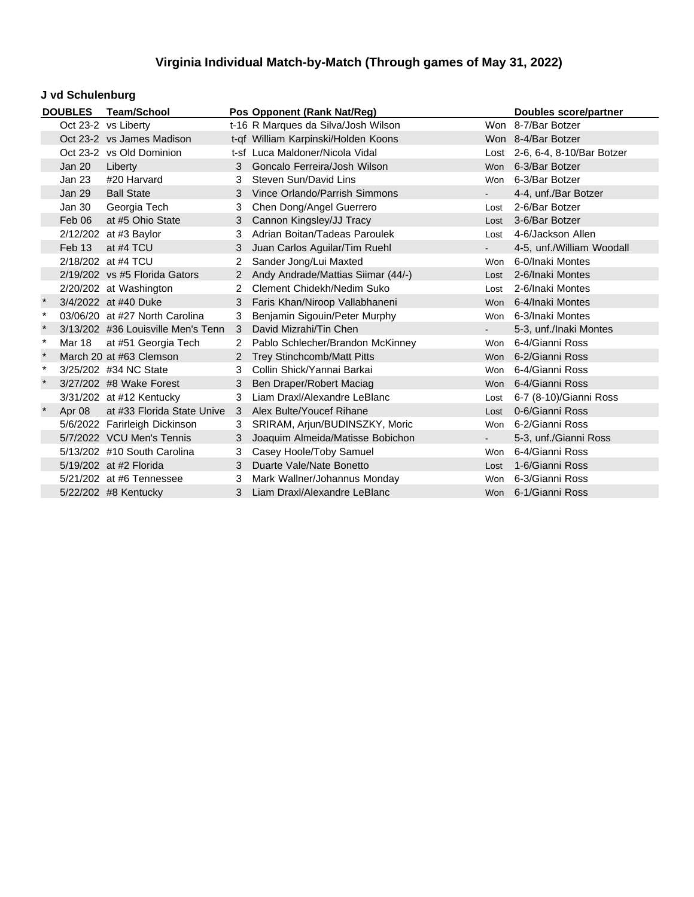## Virginia Individual Match-by-Match (Through games of May 31, 2022)

### J vd Schulenburg

| | DOUBLES | Team/School | Pos | Opponent (Rank Nat/Reg) | | Doubles score/partner |
|---|---|---|---|---|---|---|
| | Oct 23-2 | vs Liberty | t-16 | R Marques da Silva/Josh Wilson | Won | 8-7/Bar Botzer |
| | Oct 23-2 | vs James Madison | t-qf | William Karpinski/Holden Koons | Won | 8-4/Bar Botzer |
| | Oct 23-2 | vs Old Dominion | t-sf | Luca Maldoner/Nicola Vidal | Lost | 2-6, 6-4, 8-10/Bar Botzer |
| | Jan 20 | Liberty | 3 | Goncalo Ferreira/Josh Wilson | Won | 6-3/Bar Botzer |
| | Jan 23 | #20 Harvard | 3 | Steven Sun/David Lins | Won | 6-3/Bar Botzer |
| | Jan 29 | Ball State | 3 | Vince Orlando/Parrish Simmons | - | 4-4, unf./Bar Botzer |
| | Jan 30 | Georgia Tech | 3 | Chen Dong/Angel Guerrero | Lost | 2-6/Bar Botzer |
| | Feb 06 | at #5 Ohio State | 3 | Cannon Kingsley/JJ Tracy | Lost | 3-6/Bar Botzer |
| | 2/12/202 | at #3 Baylor | 3 | Adrian Boitan/Tadeas Paroulek | Lost | 4-6/Jackson Allen |
| | Feb 13 | at #4 TCU | 3 | Juan Carlos Aguilar/Tim Ruehl | - | 4-5, unf./William Woodall |
| | 2/18/202 | at #4 TCU | 2 | Sander Jong/Lui Maxted | Won | 6-0/Inaki Montes |
| | 2/19/202 | vs #5 Florida Gators | 2 | Andy Andrade/Mattias Siimar (44/-) | Lost | 2-6/Inaki Montes |
| | 2/20/202 | at Washington | 2 | Clement Chidekh/Nedim Suko | Lost | 2-6/Inaki Montes |
| * | 3/4/2022 | at #40 Duke | 3 | Faris Khan/Niroop Vallabhaneni | Won | 6-4/Inaki Montes |
| * | 03/06/20 | at #27 North Carolina | 3 | Benjamin Sigouin/Peter Murphy | Won | 6-3/Inaki Montes |
| * | 3/13/202 | #36 Louisville Men's Tenn | 3 | David Mizrahi/Tin Chen | - | 5-3, unf./Inaki Montes |
| * | Mar 18 | at #51 Georgia Tech | 2 | Pablo Schlecher/Brandon McKinney | Won | 6-4/Gianni Ross |
| * | March 20 | at #63 Clemson | 2 | Trey Stinchcomb/Matt Pitts | Won | 6-2/Gianni Ross |
| * | 3/25/202 | #34 NC State | 3 | Collin Shick/Yannai Barkai | Won | 6-4/Gianni Ross |
| * | 3/27/202 | #8 Wake Forest | 3 | Ben Draper/Robert Maciag | Won | 6-4/Gianni Ross |
| | 3/31/202 | at #12 Kentucky | 3 | Liam Draxl/Alexandre LeBlanc | Lost | 6-7 (8-10)/Gianni Ross |
| * | Apr 08 | at #33 Florida State Unive | 3 | Alex Bulte/Youcef Rihane | Lost | 0-6/Gianni Ross |
| | 5/6/2022 | Farirleigh Dickinson | 3 | SRIRAM, Arjun/BUDINSZKY, Moric | Won | 6-2/Gianni Ross |
| | 5/7/2022 | VCU Men's Tennis | 3 | Joaquim Almeida/Matisse Bobichon | - | 5-3, unf./Gianni Ross |
| | 5/13/202 | #10 South Carolina | 3 | Casey Hoole/Toby Samuel | Won | 6-4/Gianni Ross |
| | 5/19/202 | at #2 Florida | 3 | Duarte Vale/Nate Bonetto | Lost | 1-6/Gianni Ross |
| | 5/21/202 | at #6 Tennessee | 3 | Mark Wallner/Johannus Monday | Won | 6-3/Gianni Ross |
| | 5/22/202 | #8 Kentucky | 3 | Liam Draxl/Alexandre LeBlanc | Won | 6-1/Gianni Ross |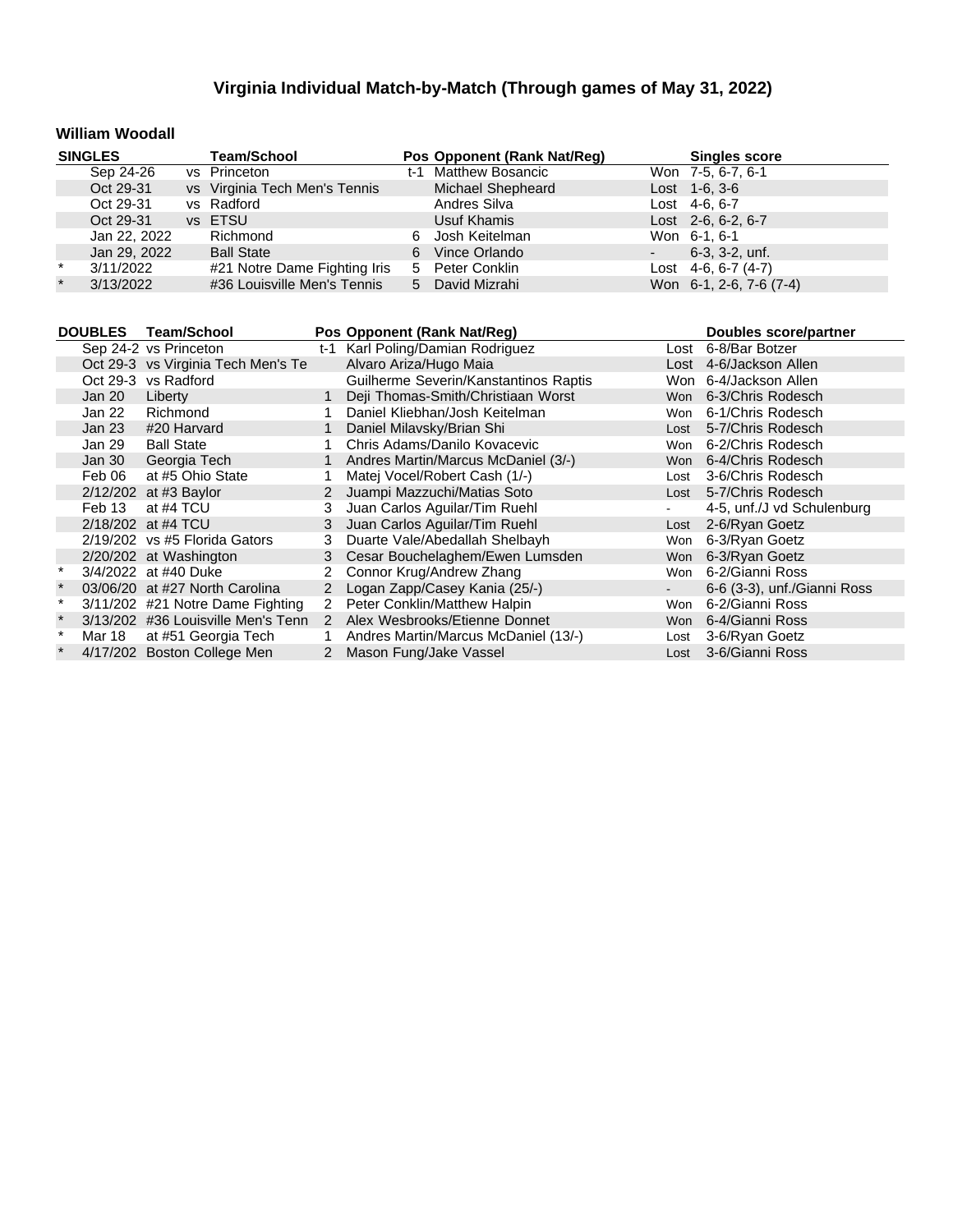## Virginia Individual Match-by-Match (Through games of May 31, 2022)

### William Woodall

| | SINGLES | | Team/School | Pos | Opponent (Rank Nat/Reg) | | Singles score |
|---|---|---|---|---|---|---|---|
| | Sep 24-26 | vs | Princeton | t-1 | Matthew Bosancic | Won | 7-5, 6-7, 6-1 |
| | Oct 29-31 | vs | Virginia Tech Men's Tennis | | Michael Shepheard | Lost | 1-6, 3-6 |
| | Oct 29-31 | vs | Radford | | Andres Silva | Lost | 4-6, 6-7 |
| | Oct 29-31 | vs | ETSU | | Usuf Khamis | Lost | 2-6, 6-2, 6-7 |
| | Jan 22, 2022 | | Richmond | 6 | Josh Keitelman | Won | 6-1, 6-1 |
| | Jan 29, 2022 | | Ball State | 6 | Vince Orlando | - | 6-3, 3-2, unf. |
| * | 3/11/2022 | | #21 Notre Dame Fighting Iris | 5 | Peter Conklin | Lost | 4-6, 6-7 (4-7) |
| * | 3/13/2022 | | #36 Louisville Men's Tennis | 5 | David Mizrahi | Won | 6-1, 2-6, 7-6 (7-4) |

| | DOUBLES | Team/School | Pos | Opponent (Rank Nat/Reg) | | Doubles score/partner |
|---|---|---|---|---|---|---|
| | Sep 24-2 | vs Princeton | t-1 | Karl Poling/Damian Rodriguez | Lost | 6-8/Bar Botzer |
| | Oct 29-3 | vs Virginia Tech Men's Te | | Alvaro Ariza/Hugo Maia | Lost | 4-6/Jackson Allen |
| | Oct 29-3 | vs Radford | | Guilherme Severin/Kanstantinos Raptis | Won | 6-4/Jackson Allen |
| | Jan 20 | Liberty | 1 | Deji Thomas-Smith/Christiaan Worst | Won | 6-3/Chris Rodesch |
| | Jan 22 | Richmond | 1 | Daniel Kliebhan/Josh Keitelman | Won | 6-1/Chris Rodesch |
| | Jan 23 | #20 Harvard | 1 | Daniel Milavsky/Brian Shi | Lost | 5-7/Chris Rodesch |
| | Jan 29 | Ball State | 1 | Chris Adams/Danilo Kovacevic | Won | 6-2/Chris Rodesch |
| | Jan 30 | Georgia Tech | 1 | Andres Martin/Marcus McDaniel (3/-) | Won | 6-4/Chris Rodesch |
| | Feb 06 | at #5 Ohio State | 1 | Matej Vocel/Robert Cash (1/-) | Lost | 3-6/Chris Rodesch |
| | 2/12/202 | at #3 Baylor | 2 | Juampi Mazzuchi/Matias Soto | Lost | 5-7/Chris Rodesch |
| | Feb 13 | at #4 TCU | 3 | Juan Carlos Aguilar/Tim Ruehl | - | 4-5, unf./J vd Schulenburg |
| | 2/18/202 | at #4 TCU | 3 | Juan Carlos Aguilar/Tim Ruehl | Lost | 2-6/Ryan Goetz |
| | 2/19/202 | vs #5 Florida Gators | 3 | Duarte Vale/Abedallah Shelbayh | Won | 6-3/Ryan Goetz |
| | 2/20/202 | at Washington | 3 | Cesar Bouchelaghem/Ewen Lumsden | Won | 6-3/Ryan Goetz |
| * | 3/4/2022 | at #40 Duke | 2 | Connor Krug/Andrew Zhang | Won | 6-2/Gianni Ross |
| * | 03/06/20 | at #27 North Carolina | 2 | Logan Zapp/Casey Kania (25/-) | - | 6-6 (3-3), unf./Gianni Ross |
| * | 3/11/202 | #21 Notre Dame Fighting | 2 | Peter Conklin/Matthew Halpin | Won | 6-2/Gianni Ross |
| * | 3/13/202 | #36 Louisville Men's Tenn | 2 | Alex Wesbrooks/Etienne Donnet | Won | 6-4/Gianni Ross |
| * | Mar 18 | at #51 Georgia Tech | 1 | Andres Martin/Marcus McDaniel (13/-) | Lost | 3-6/Ryan Goetz |
| * | 4/17/202 | Boston College Men | 2 | Mason Fung/Jake Vassel | Lost | 3-6/Gianni Ross |